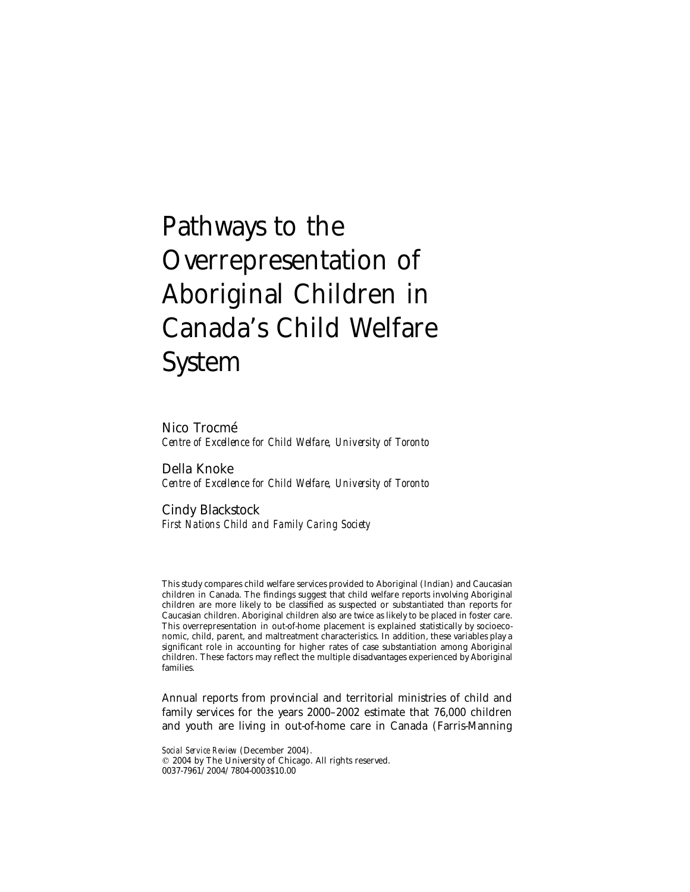# Pathways to the Overrepresentation of Aboriginal Children in Canada's Child Welfare System

Nico Trocmé
*Centre of Excellence for Child Welfare, University of Toronto*

Della Knoke
*Centre of Excellence for Child Welfare, University of Toronto*

Cindy Blackstock
*First Nations Child and Family Caring Society*

This study compares child welfare services provided to Aboriginal (Indian) and Caucasian children in Canada. The findings suggest that child welfare reports involving Aboriginal children are more likely to be classified as suspected or substantiated than reports for Caucasian children. Aboriginal children also are twice as likely to be placed in foster care. This overrepresentation in out-of-home placement is explained statistically by socioeconomic, child, parent, and maltreatment characteristics. In addition, these variables play a significant role in accounting for higher rates of case substantiation among Aboriginal children. These factors may reflect the multiple disadvantages experienced by Aboriginal families.

Annual reports from provincial and territorial ministries of child and family services for the years 2000–2002 estimate that 76,000 children and youth are living in out-of-home care in Canada (Farris-Manning

*Social Service Review* (December 2004).
© 2004 by The University of Chicago. All rights reserved.
0037-7961/2004/7804-0003$10.00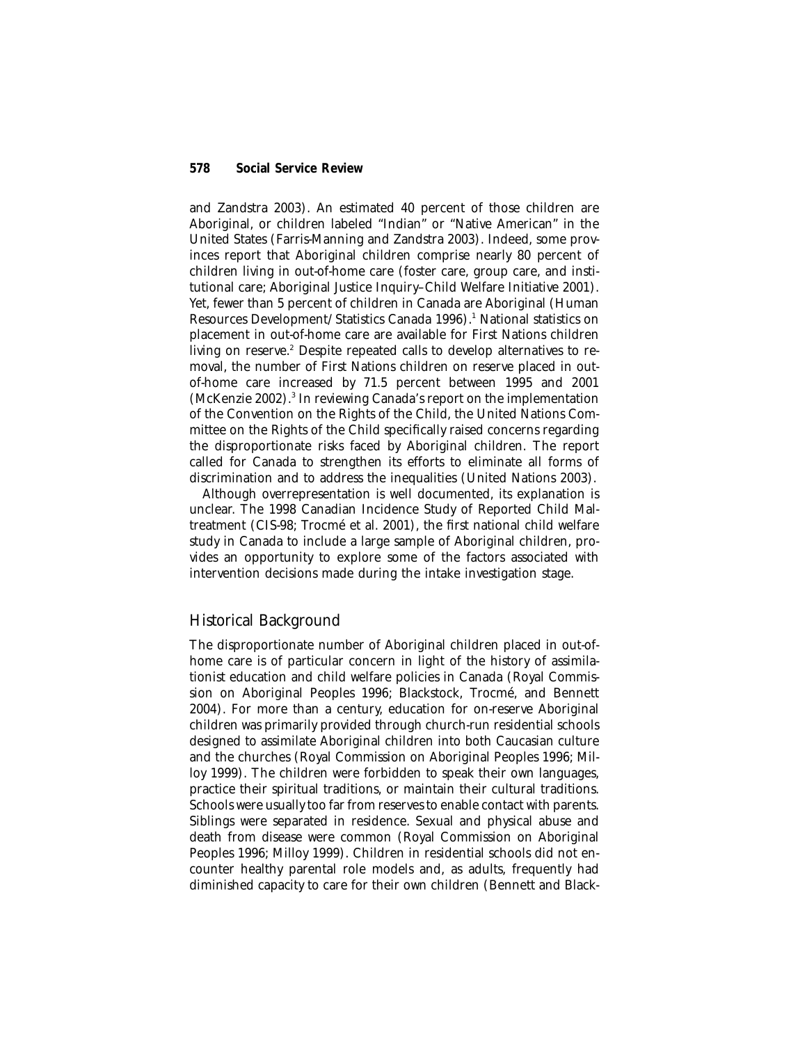and Zandstra 2003). An estimated 40 percent of those children are Aboriginal, or children labeled "Indian" or "Native American" in the United States (Farris-Manning and Zandstra 2003). Indeed, some provinces report that Aboriginal children comprise nearly 80 percent of children living in out-of-home care (foster care, group care, and institutional care; Aboriginal Justice Inquiry–Child Welfare Initiative 2001). Yet, fewer than 5 percent of children in Canada are Aboriginal (Human Resources Development/Statistics Canada 1996).[1] National statistics on placement in out-of-home care are available for First Nations children living on reserve.[2] Despite repeated calls to develop alternatives to removal, the number of First Nations children on reserve placed in out-of-home care increased by 71.5 percent between 1995 and 2001 (McKenzie 2002).[3] In reviewing Canada's report on the implementation of the Convention on the Rights of the Child, the United Nations Committee on the Rights of the Child specifically raised concerns regarding the disproportionate risks faced by Aboriginal children. The report called for Canada to strengthen its efforts to eliminate all forms of discrimination and to address the inequalities (United Nations 2003).

Although overrepresentation is well documented, its explanation is unclear. The 1998 Canadian Incidence Study of Reported Child Maltreatment (CIS-98; Trocmé et al. 2001), the first national child welfare study in Canada to include a large sample of Aboriginal children, provides an opportunity to explore some of the factors associated with intervention decisions made during the intake investigation stage.

## Historical Background

The disproportionate number of Aboriginal children placed in out-of-home care is of particular concern in light of the history of assimilationist education and child welfare policies in Canada (Royal Commission on Aboriginal Peoples 1996; Blackstock, Trocmé, and Bennett 2004). For more than a century, education for on-reserve Aboriginal children was primarily provided through church-run residential schools designed to assimilate Aboriginal children into both Caucasian culture and the churches (Royal Commission on Aboriginal Peoples 1996; Milloy 1999). The children were forbidden to speak their own languages, practice their spiritual traditions, or maintain their cultural traditions. Schools were usually too far from reserves to enable contact with parents. Siblings were separated in residence. Sexual and physical abuse and death from disease were common (Royal Commission on Aboriginal Peoples 1996; Milloy 1999). Children in residential schools did not encounter healthy parental role models and, as adults, frequently had diminished capacity to care for their own children (Bennett and Black-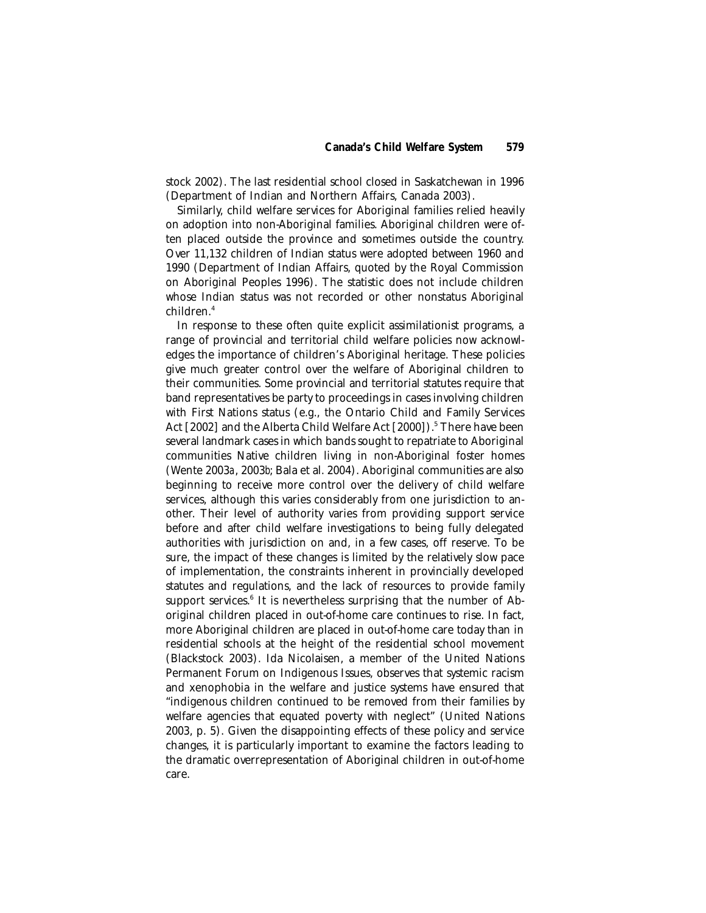stock 2002). The last residential school closed in Saskatchewan in 1996 (Department of Indian and Northern Affairs, Canada 2003).

Similarly, child welfare services for Aboriginal families relied heavily on adoption into non-Aboriginal families. Aboriginal children were often placed outside the province and sometimes outside the country. Over 11,132 children of Indian status were adopted between 1960 and 1990 (Department of Indian Affairs, quoted by the Royal Commission on Aboriginal Peoples 1996). The statistic does not include children whose Indian status was not recorded or other nonstatus Aboriginal children.[4]

In response to these often quite explicit assimilationist programs, a range of provincial and territorial child welfare policies now acknowledges the importance of children's Aboriginal heritage. These policies give much greater control over the welfare of Aboriginal children to their communities. Some provincial and territorial statutes require that band representatives be party to proceedings in cases involving children with First Nations status (e.g., the Ontario Child and Family Services Act [2002] and the Alberta Child Welfare Act [2000]).[5] There have been several landmark cases in which bands sought to repatriate to Aboriginal communities Native children living in non-Aboriginal foster homes (Wente 2003*a*, 2003*b*; Bala et al. 2004). Aboriginal communities are also beginning to receive more control over the delivery of child welfare services, although this varies considerably from one jurisdiction to another. Their level of authority varies from providing support service before and after child welfare investigations to being fully delegated authorities with jurisdiction on and, in a few cases, off reserve. To be sure, the impact of these changes is limited by the relatively slow pace of implementation, the constraints inherent in provincially developed statutes and regulations, and the lack of resources to provide family support services.[6] It is nevertheless surprising that the number of Aboriginal children placed in out-of-home care continues to rise. In fact, more Aboriginal children are placed in out-of-home care today than in residential schools at the height of the residential school movement (Blackstock 2003). Ida Nicolaisen, a member of the United Nations Permanent Forum on Indigenous Issues, observes that systemic racism and xenophobia in the welfare and justice systems have ensured that "indigenous children continued to be removed from their families by welfare agencies that equated poverty with neglect" (United Nations 2003, p. 5). Given the disappointing effects of these policy and service changes, it is particularly important to examine the factors leading to the dramatic overrepresentation of Aboriginal children in out-of-home care.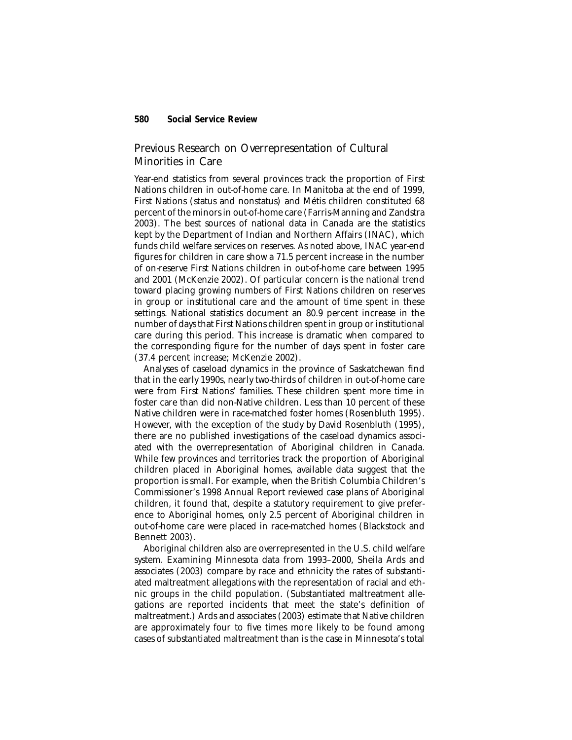## Previous Research on Overrepresentation of Cultural Minorities in Care

Year-end statistics from several provinces track the proportion of First Nations children in out-of-home care. In Manitoba at the end of 1999, First Nations (status and nonstatus) and Métis children constituted 68 percent of the minors in out-of-home care (Farris-Manning and Zandstra 2003). The best sources of national data in Canada are the statistics kept by the Department of Indian and Northern Affairs (INAC), which funds child welfare services on reserves. As noted above, INAC year-end figures for children in care show a 71.5 percent increase in the number of on-reserve First Nations children in out-of-home care between 1995 and 2001 (McKenzie 2002). Of particular concern is the national trend toward placing growing numbers of First Nations children on reserves in group or institutional care and the amount of time spent in these settings. National statistics document an 80.9 percent increase in the number of days that First Nations children spent in group or institutional care during this period. This increase is dramatic when compared to the corresponding figure for the number of days spent in foster care (37.4 percent increase; McKenzie 2002).

Analyses of caseload dynamics in the province of Saskatchewan find that in the early 1990s, nearly two-thirds of children in out-of-home care were from First Nations' families. These children spent more time in foster care than did non-Native children. Less than 10 percent of these Native children were in race-matched foster homes (Rosenbluth 1995). However, with the exception of the study by David Rosenbluth (1995), there are no published investigations of the caseload dynamics associated with the overrepresentation of Aboriginal children in Canada. While few provinces and territories track the proportion of Aboriginal children placed in Aboriginal homes, available data suggest that the proportion is small. For example, when the British Columbia Children's Commissioner's 1998 Annual Report reviewed case plans of Aboriginal children, it found that, despite a statutory requirement to give preference to Aboriginal homes, only 2.5 percent of Aboriginal children in out-of-home care were placed in race-matched homes (Blackstock and Bennett 2003).

Aboriginal children also are overrepresented in the U.S. child welfare system. Examining Minnesota data from 1993–2000, Sheila Ards and associates (2003) compare by race and ethnicity the rates of substantiated maltreatment allegations with the representation of racial and ethnic groups in the child population. (Substantiated maltreatment allegations are reported incidents that meet the state's definition of maltreatment.) Ards and associates (2003) estimate that Native children are approximately four to five times more likely to be found among cases of substantiated maltreatment than is the case in Minnesota's total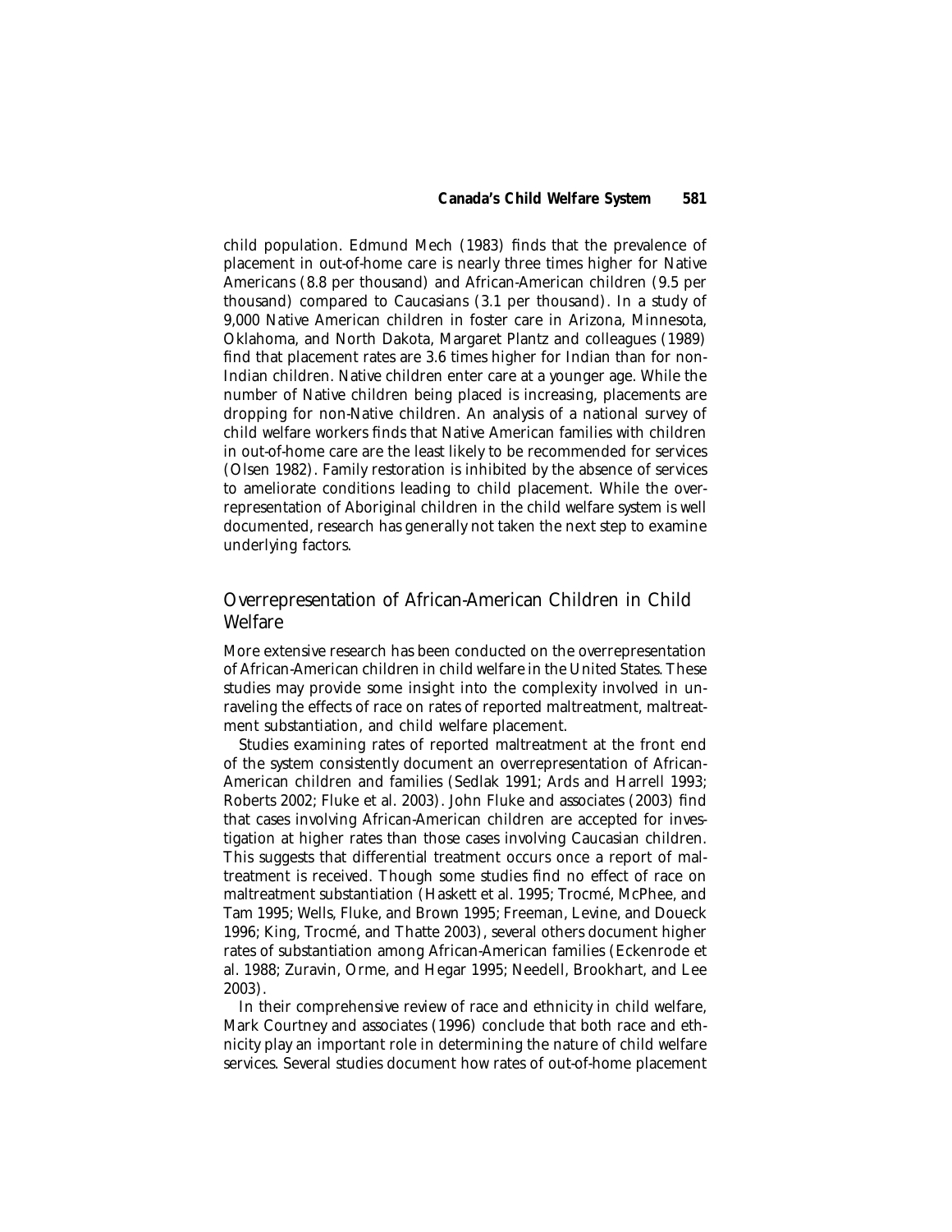child population. Edmund Mech (1983) finds that the prevalence of placement in out-of-home care is nearly three times higher for Native Americans (8.8 per thousand) and African-American children (9.5 per thousand) compared to Caucasians (3.1 per thousand). In a study of 9,000 Native American children in foster care in Arizona, Minnesota, Oklahoma, and North Dakota, Margaret Plantz and colleagues (1989) find that placement rates are 3.6 times higher for Indian than for non-Indian children. Native children enter care at a younger age. While the number of Native children being placed is increasing, placements are dropping for non-Native children. An analysis of a national survey of child welfare workers finds that Native American families with children in out-of-home care are the least likely to be recommended for services (Olsen 1982). Family restoration is inhibited by the absence of services to ameliorate conditions leading to child placement. While the overrepresentation of Aboriginal children in the child welfare system is well documented, research has generally not taken the next step to examine underlying factors.

## Overrepresentation of African-American Children in Child Welfare

More extensive research has been conducted on the overrepresentation of African-American children in child welfare in the United States. These studies may provide some insight into the complexity involved in unraveling the effects of race on rates of reported maltreatment, maltreatment substantiation, and child welfare placement.

Studies examining rates of reported maltreatment at the front end of the system consistently document an overrepresentation of African-American children and families (Sedlak 1991; Ards and Harrell 1993; Roberts 2002; Fluke et al. 2003). John Fluke and associates (2003) find that cases involving African-American children are accepted for investigation at higher rates than those cases involving Caucasian children. This suggests that differential treatment occurs once a report of maltreatment is received. Though some studies find no effect of race on maltreatment substantiation (Haskett et al. 1995; Trocmé, McPhee, and Tam 1995; Wells, Fluke, and Brown 1995; Freeman, Levine, and Doueck 1996; King, Trocmé, and Thatte 2003), several others document higher rates of substantiation among African-American families (Eckenrode et al. 1988; Zuravin, Orme, and Hegar 1995; Needell, Brookhart, and Lee 2003).

In their comprehensive review of race and ethnicity in child welfare, Mark Courtney and associates (1996) conclude that both race and ethnicity play an important role in determining the nature of child welfare services. Several studies document how rates of out-of-home placement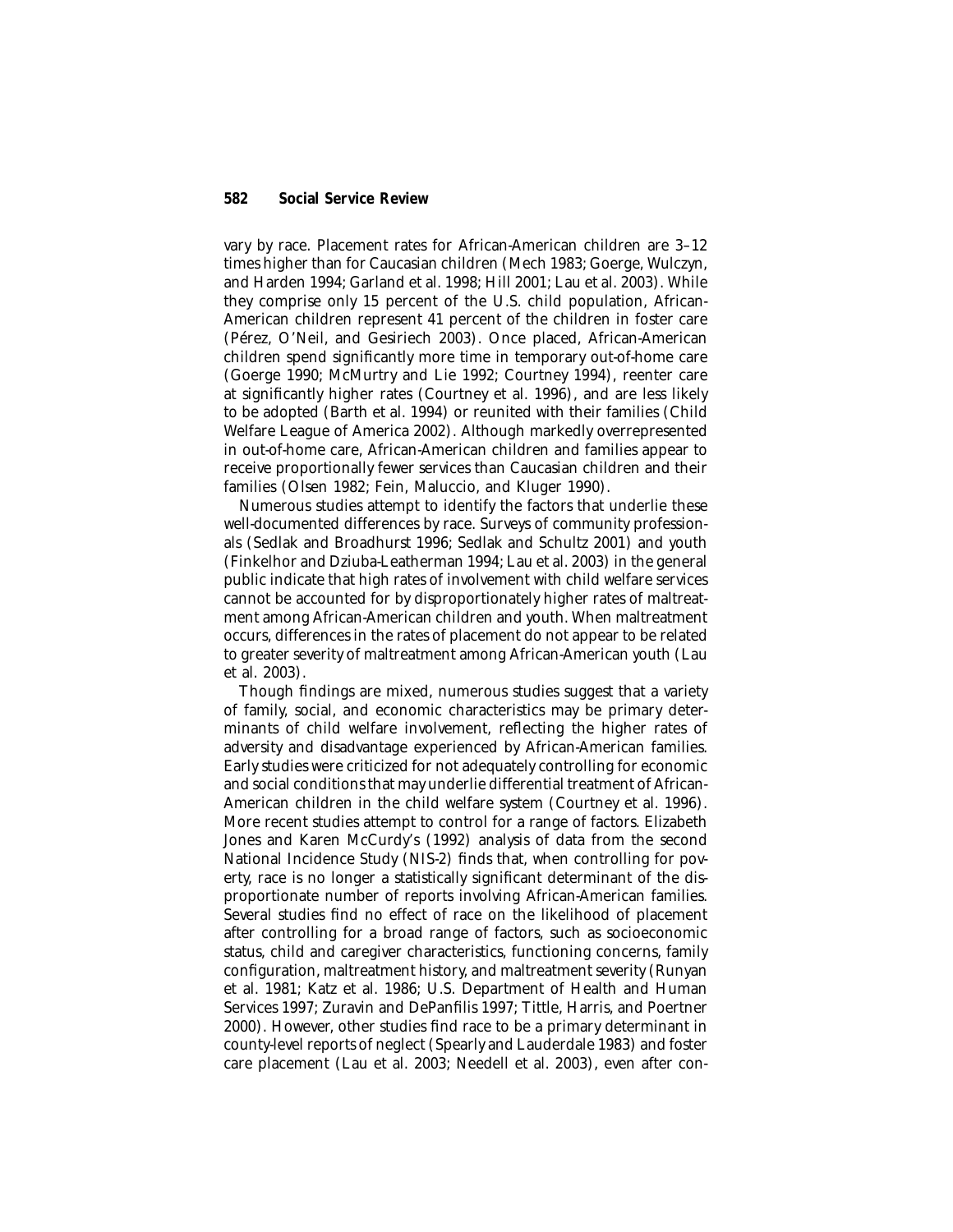vary by race. Placement rates for African-American children are 3–12 times higher than for Caucasian children (Mech 1983; Goerge, Wulczyn, and Harden 1994; Garland et al. 1998; Hill 2001; Lau et al. 2003). While they comprise only 15 percent of the U.S. child population, African-American children represent 41 percent of the children in foster care (Pérez, O'Neil, and Gesiriech 2003). Once placed, African-American children spend significantly more time in temporary out-of-home care (Goerge 1990; McMurtry and Lie 1992; Courtney 1994), reenter care at significantly higher rates (Courtney et al. 1996), and are less likely to be adopted (Barth et al. 1994) or reunited with their families (Child Welfare League of America 2002). Although markedly overrepresented in out-of-home care, African-American children and families appear to receive proportionally fewer services than Caucasian children and their families (Olsen 1982; Fein, Maluccio, and Kluger 1990).

Numerous studies attempt to identify the factors that underlie these well-documented differences by race. Surveys of community professionals (Sedlak and Broadhurst 1996; Sedlak and Schultz 2001) and youth (Finkelhor and Dziuba-Leatherman 1994; Lau et al. 2003) in the general public indicate that high rates of involvement with child welfare services cannot be accounted for by disproportionately higher rates of maltreatment among African-American children and youth. When maltreatment occurs, differences in the rates of placement do not appear to be related to greater severity of maltreatment among African-American youth (Lau et al. 2003).

Though findings are mixed, numerous studies suggest that a variety of family, social, and economic characteristics may be primary determinants of child welfare involvement, reflecting the higher rates of adversity and disadvantage experienced by African-American families. Early studies were criticized for not adequately controlling for economic and social conditions that may underlie differential treatment of African-American children in the child welfare system (Courtney et al. 1996). More recent studies attempt to control for a range of factors. Elizabeth Jones and Karen McCurdy's (1992) analysis of data from the second National Incidence Study (NIS-2) finds that, when controlling for poverty, race is no longer a statistically significant determinant of the disproportionate number of reports involving African-American families. Several studies find no effect of race on the likelihood of placement after controlling for a broad range of factors, such as socioeconomic status, child and caregiver characteristics, functioning concerns, family configuration, maltreatment history, and maltreatment severity (Runyan et al. 1981; Katz et al. 1986; U.S. Department of Health and Human Services 1997; Zuravin and DePanfilis 1997; Tittle, Harris, and Poertner 2000). However, other studies find race to be a primary determinant in county-level reports of neglect (Spearly and Lauderdale 1983) and foster care placement (Lau et al. 2003; Needell et al. 2003), even after con-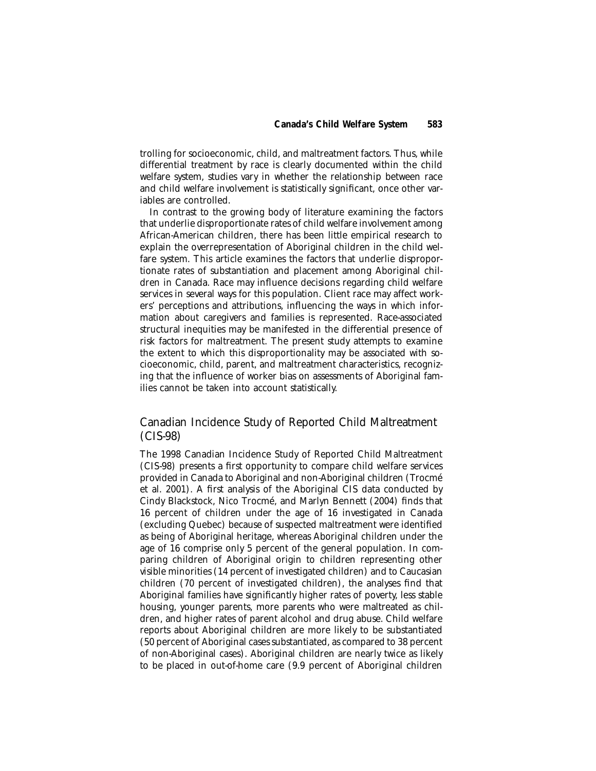trolling for socioeconomic, child, and maltreatment factors. Thus, while differential treatment by race is clearly documented within the child welfare system, studies vary in whether the relationship between race and child welfare involvement is statistically significant, once other variables are controlled.

In contrast to the growing body of literature examining the factors that underlie disproportionate rates of child welfare involvement among African-American children, there has been little empirical research to explain the overrepresentation of Aboriginal children in the child welfare system. This article examines the factors that underlie disproportionate rates of substantiation and placement among Aboriginal children in Canada. Race may influence decisions regarding child welfare services in several ways for this population. Client race may affect workers' perceptions and attributions, influencing the ways in which information about caregivers and families is represented. Race-associated structural inequities may be manifested in the differential presence of risk factors for maltreatment. The present study attempts to examine the extent to which this disproportionality may be associated with socioeconomic, child, parent, and maltreatment characteristics, recognizing that the influence of worker bias on assessments of Aboriginal families cannot be taken into account statistically.

## Canadian Incidence Study of Reported Child Maltreatment (CIS-98)

The 1998 Canadian Incidence Study of Reported Child Maltreatment (CIS-98) presents a first opportunity to compare child welfare services provided in Canada to Aboriginal and non-Aboriginal children (Trocmé et al. 2001). A first analysis of the Aboriginal CIS data conducted by Cindy Blackstock, Nico Trocmé, and Marlyn Bennett (2004) finds that 16 percent of children under the age of 16 investigated in Canada (excluding Quebec) because of suspected maltreatment were identified as being of Aboriginal heritage, whereas Aboriginal children under the age of 16 comprise only 5 percent of the general population. In comparing children of Aboriginal origin to children representing other visible minorities (14 percent of investigated children) and to Caucasian children (70 percent of investigated children), the analyses find that Aboriginal families have significantly higher rates of poverty, less stable housing, younger parents, more parents who were maltreated as children, and higher rates of parent alcohol and drug abuse. Child welfare reports about Aboriginal children are more likely to be substantiated (50 percent of Aboriginal cases substantiated, as compared to 38 percent of non-Aboriginal cases). Aboriginal children are nearly twice as likely to be placed in out-of-home care (9.9 percent of Aboriginal children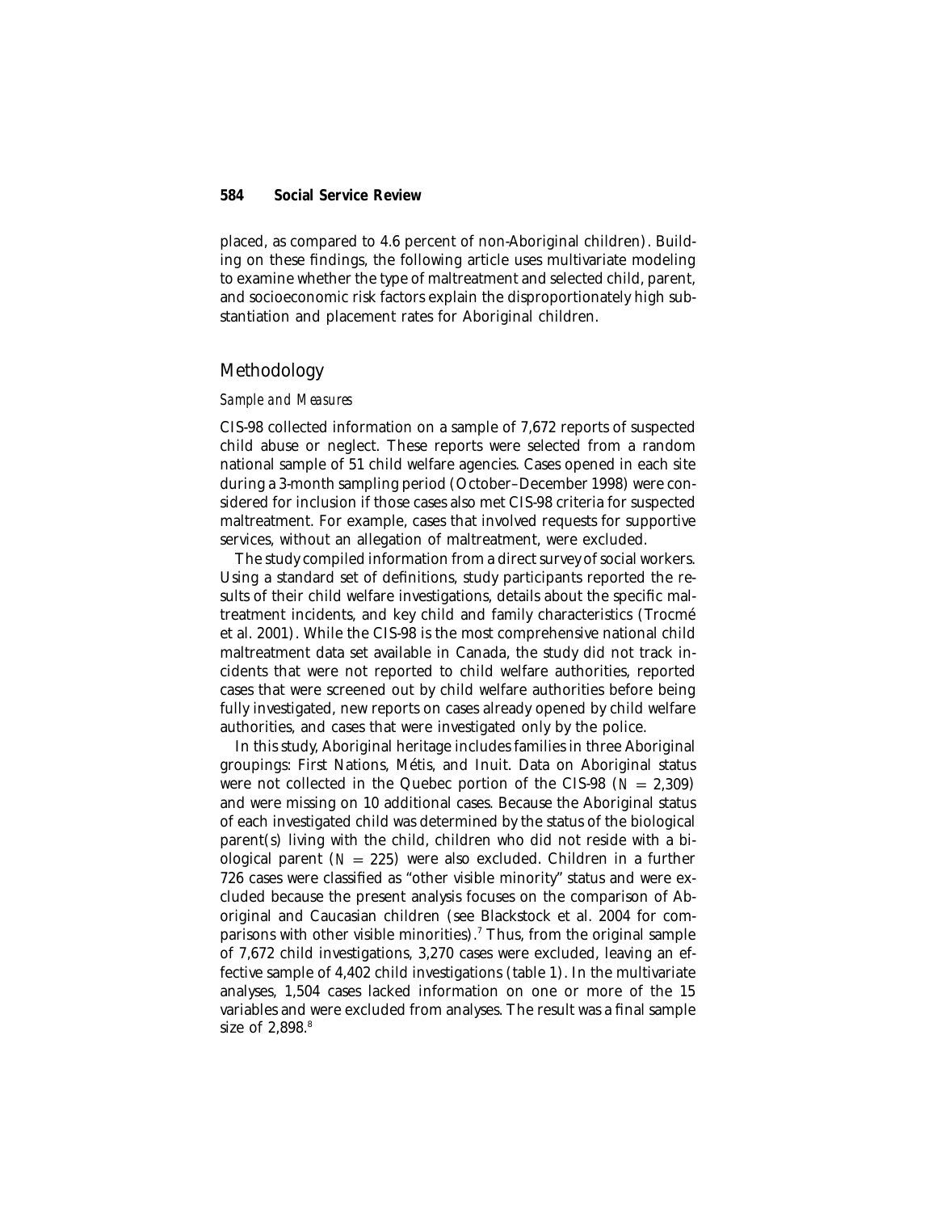placed, as compared to 4.6 percent of non-Aboriginal children). Building on these findings, the following article uses multivariate modeling to examine whether the type of maltreatment and selected child, parent, and socioeconomic risk factors explain the disproportionately high substantiation and placement rates for Aboriginal children.

## Methodology

### *Sample and Measures*

CIS-98 collected information on a sample of 7,672 reports of suspected child abuse or neglect. These reports were selected from a random national sample of 51 child welfare agencies. Cases opened in each site during a 3-month sampling period (October–December 1998) were considered for inclusion if those cases also met CIS-98 criteria for suspected maltreatment. For example, cases that involved requests for supportive services, without an allegation of maltreatment, were excluded.

The study compiled information from a direct survey of social workers. Using a standard set of definitions, study participants reported the results of their child welfare investigations, details about the specific maltreatment incidents, and key child and family characteristics (Trocmé et al. 2001). While the CIS-98 is the most comprehensive national child maltreatment data set available in Canada, the study did not track incidents that were not reported to child welfare authorities, reported cases that were screened out by child welfare authorities before being fully investigated, new reports on cases already opened by child welfare authorities, and cases that were investigated only by the police.

In this study, Aboriginal heritage includes families in three Aboriginal groupings: First Nations, Métis, and Inuit. Data on Aboriginal status were not collected in the Quebec portion of the CIS-98 ($N = 2{,}309$) and were missing on 10 additional cases. Because the Aboriginal status of each investigated child was determined by the status of the biological parent(s) living with the child, children who did not reside with a biological parent ($N = 225$) were also excluded. Children in a further 726 cases were classified as "other visible minority" status and were excluded because the present analysis focuses on the comparison of Aboriginal and Caucasian children (see Blackstock et al. 2004 for comparisons with other visible minorities).[7] Thus, from the original sample of 7,672 child investigations, 3,270 cases were excluded, leaving an effective sample of 4,402 child investigations (table 1). In the multivariate analyses, 1,504 cases lacked information on one or more of the 15 variables and were excluded from analyses. The result was a final sample size of 2,898.[8]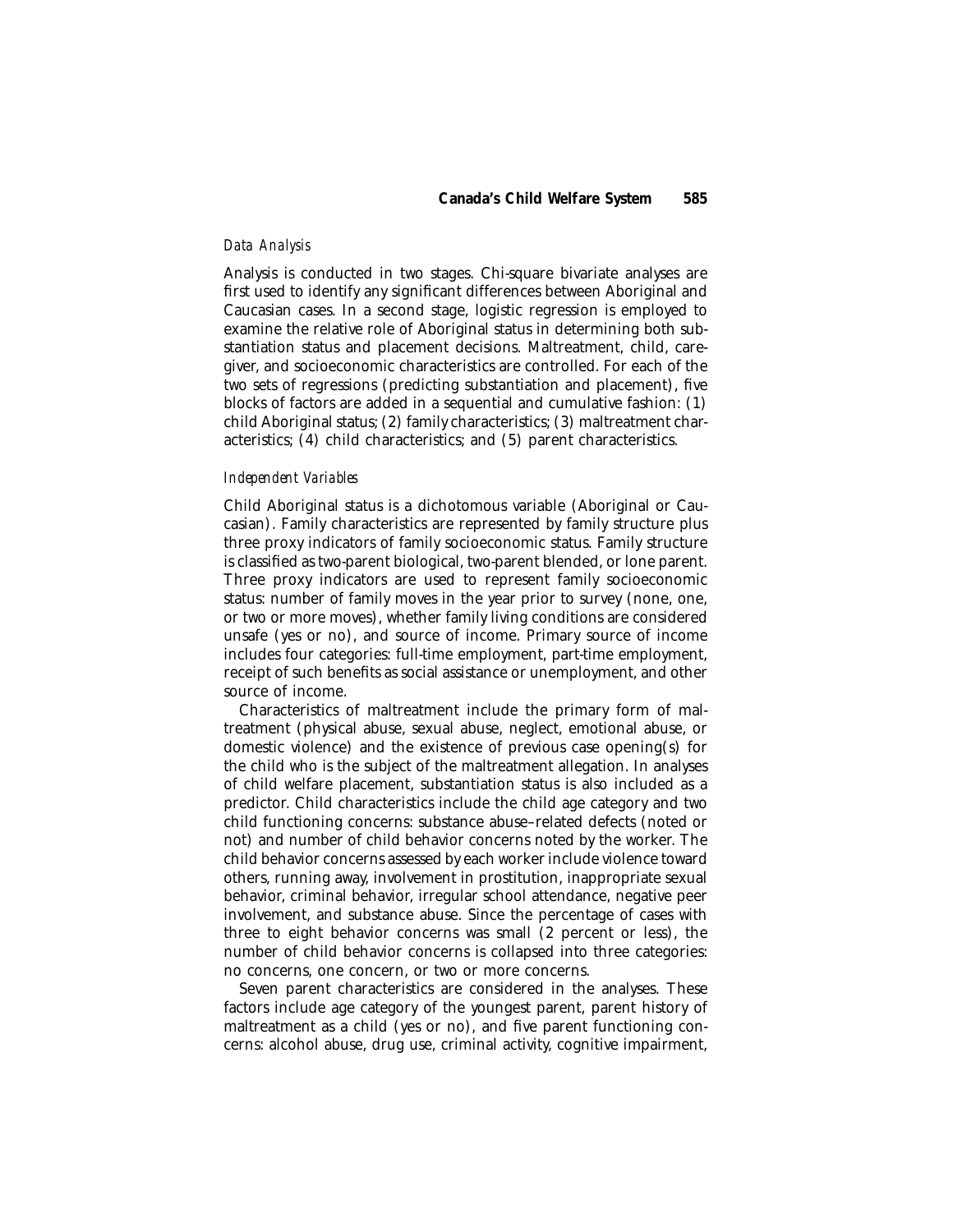### *Data Analysis*

Analysis is conducted in two stages. Chi-square bivariate analyses are first used to identify any significant differences between Aboriginal and Caucasian cases. In a second stage, logistic regression is employed to examine the relative role of Aboriginal status in determining both substantiation status and placement decisions. Maltreatment, child, caregiver, and socioeconomic characteristics are controlled. For each of the two sets of regressions (predicting substantiation and placement), five blocks of factors are added in a sequential and cumulative fashion: (1) child Aboriginal status; (2) family characteristics; (3) maltreatment characteristics; (4) child characteristics; and (5) parent characteristics.

### *Independent Variables*

Child Aboriginal status is a dichotomous variable (Aboriginal or Caucasian). Family characteristics are represented by family structure plus three proxy indicators of family socioeconomic status. Family structure is classified as two-parent biological, two-parent blended, or lone parent. Three proxy indicators are used to represent family socioeconomic status: number of family moves in the year prior to survey (none, one, or two or more moves), whether family living conditions are considered unsafe (yes or no), and source of income. Primary source of income includes four categories: full-time employment, part-time employment, receipt of such benefits as social assistance or unemployment, and other source of income.

Characteristics of maltreatment include the primary form of maltreatment (physical abuse, sexual abuse, neglect, emotional abuse, or domestic violence) and the existence of previous case opening(s) for the child who is the subject of the maltreatment allegation. In analyses of child welfare placement, substantiation status is also included as a predictor. Child characteristics include the child age category and two child functioning concerns: substance abuse–related defects (noted or not) and number of child behavior concerns noted by the worker. The child behavior concerns assessed by each worker include violence toward others, running away, involvement in prostitution, inappropriate sexual behavior, criminal behavior, irregular school attendance, negative peer involvement, and substance abuse. Since the percentage of cases with three to eight behavior concerns was small (2 percent or less), the number of child behavior concerns is collapsed into three categories: no concerns, one concern, or two or more concerns.

Seven parent characteristics are considered in the analyses. These factors include age category of the youngest parent, parent history of maltreatment as a child (yes or no), and five parent functioning concerns: alcohol abuse, drug use, criminal activity, cognitive impairment,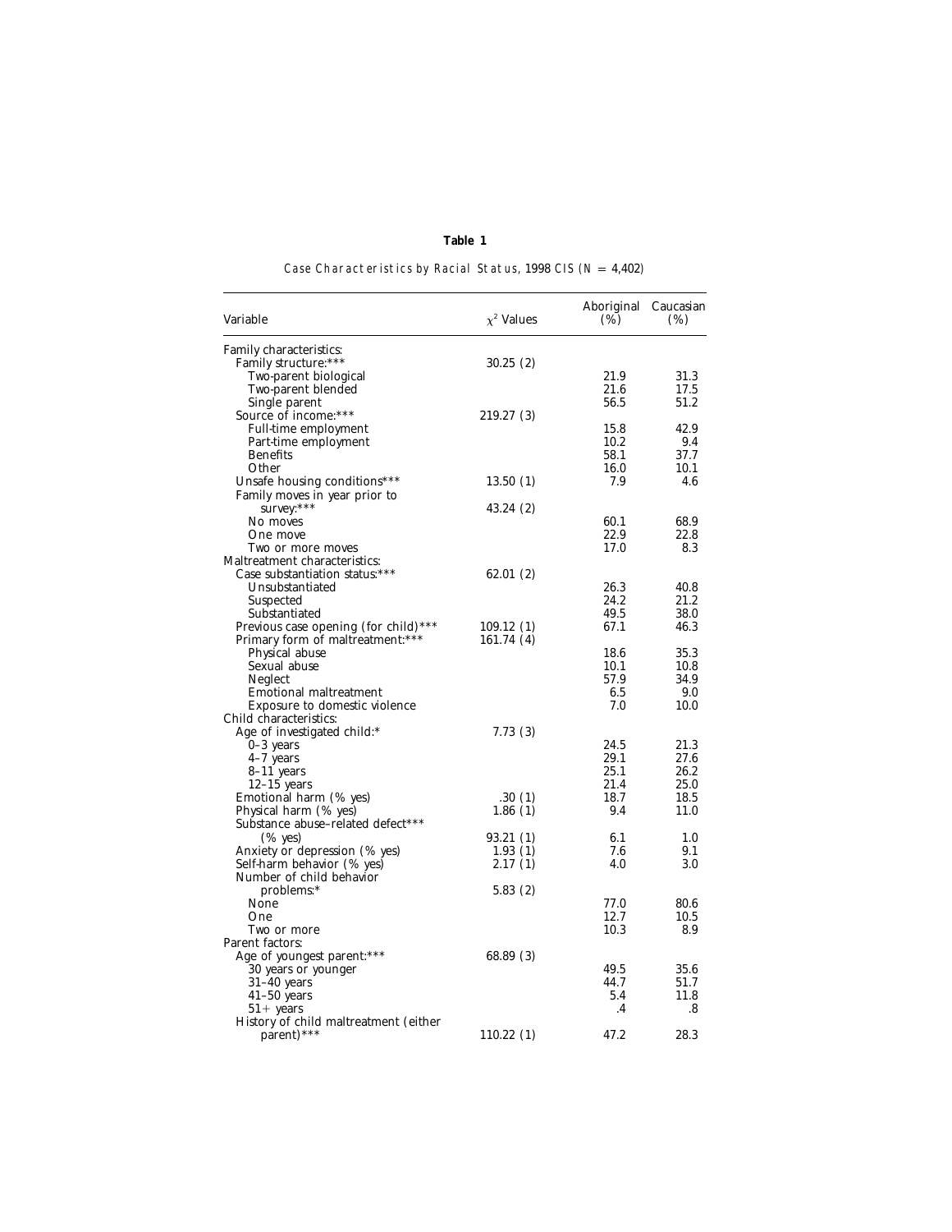**Table 1**

*Case Characteristics by Racial Status, 1998 CIS ($N$ = 4,402)*

| Variable | $\chi^2$ Values | Aboriginal (%) | Caucasian (%) |
|---|---|---|---|
| Family characteristics: | | | |
| Family structure:*** | 30.25 (2) | | |
| Two-parent biological | | 21.9 | 31.3 |
| Two-parent blended | | 21.6 | 17.5 |
| Single parent | | 56.5 | 51.2 |
| Source of income:*** | 219.27 (3) | | |
| Full-time employment | | 15.8 | 42.9 |
| Part-time employment | | 10.2 | 9.4 |
| Benefits | | 58.1 | 37.7 |
| Other | | 16.0 | 10.1 |
| Unsafe housing conditions*** | 13.50 (1) | 7.9 | 4.6 |
| Family moves in year prior to survey:*** | 43.24 (2) | | |
| No moves | | 60.1 | 68.9 |
| One move | | 22.9 | 22.8 |
| Two or more moves | | 17.0 | 8.3 |
| Maltreatment characteristics: | | | |
| Case substantiation status:*** | 62.01 (2) | | |
| Unsubstantiated | | 26.3 | 40.8 |
| Suspected | | 24.2 | 21.2 |
| Substantiated | | 49.5 | 38.0 |
| Previous case opening (for child)*** | 109.12 (1) | 67.1 | 46.3 |
| Primary form of maltreatment:*** | 161.74 (4) | | |
| Physical abuse | | 18.6 | 35.3 |
| Sexual abuse | | 10.1 | 10.8 |
| Neglect | | 57.9 | 34.9 |
| Emotional maltreatment | | 6.5 | 9.0 |
| Exposure to domestic violence | | 7.0 | 10.0 |
| Child characteristics: | | | |
| Age of investigated child:* | 7.73 (3) | | |
| 0–3 years | | 24.5 | 21.3 |
| 4–7 years | | 29.1 | 27.6 |
| 8–11 years | | 25.1 | 26.2 |
| 12–15 years | | 21.4 | 25.0 |
| Emotional harm (% yes) | .30 (1) | 18.7 | 18.5 |
| Physical harm (% yes) | 1.86 (1) | 9.4 | 11.0 |
| Substance abuse–related defect*** (% yes) | 93.21 (1) | 6.1 | 1.0 |
| Anxiety or depression (% yes) | 1.93 (1) | 7.6 | 9.1 |
| Self-harm behavior (% yes) | 2.17 (1) | 4.0 | 3.0 |
| Number of child behavior problems:* | 5.83 (2) | | |
| None | | 77.0 | 80.6 |
| One | | 12.7 | 10.5 |
| Two or more | | 10.3 | 8.9 |
| Parent factors: | | | |
| Age of youngest parent:*** | 68.89 (3) | | |
| 30 years or younger | | 49.5 | 35.6 |
| 31–40 years | | 44.7 | 51.7 |
| 41–50 years | | 5.4 | 11.8 |
| 51+ years | | .4 | .8 |
| History of child maltreatment (either parent)*** | 110.22 (1) | 47.2 | 28.3 |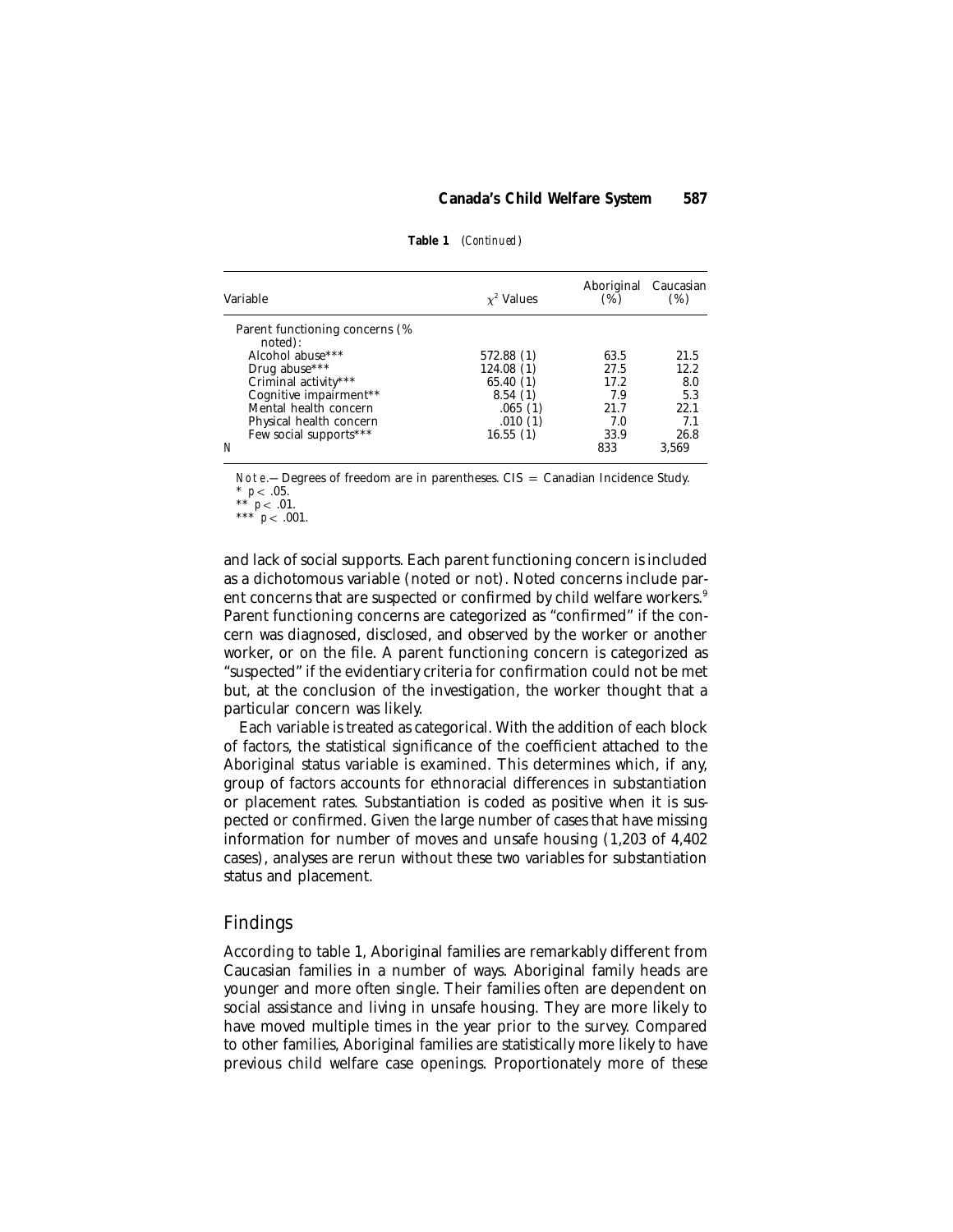**Table 1** *(Continued)*

| Variable | $\chi^2$ Values | Aboriginal (%) | Caucasian (%) |
|---|---|---|---|
| Parent functioning concerns (% noted): | | | |
| Alcohol abuse*** | 572.88 (1) | 63.5 | 21.5 |
| Drug abuse*** | 124.08 (1) | 27.5 | 12.2 |
| Criminal activity*** | 65.40 (1) | 17.2 | 8.0 |
| Cognitive impairment** | 8.54 (1) | 7.9 | 5.3 |
| Mental health concern | .065 (1) | 21.7 | 22.1 |
| Physical health concern | .010 (1) | 7.0 | 7.1 |
| Few social supports*** | 16.55 (1) | 33.9 | 26.8 |
| *N* | | 833 | 3,569 |

*Note.*—Degrees of freedom are in parentheses. CIS = Canadian Incidence Study.
\* $p < .05$.
\*\* $p < .01$.
\*\*\* $p < .001$.

and lack of social supports. Each parent functioning concern is included as a dichotomous variable (noted or not). Noted concerns include parent concerns that are suspected or confirmed by child welfare workers.[9] Parent functioning concerns are categorized as "confirmed" if the concern was diagnosed, disclosed, and observed by the worker or another worker, or on the file. A parent functioning concern is categorized as "suspected" if the evidentiary criteria for confirmation could not be met but, at the conclusion of the investigation, the worker thought that a particular concern was likely.

Each variable is treated as categorical. With the addition of each block of factors, the statistical significance of the coefficient attached to the Aboriginal status variable is examined. This determines which, if any, group of factors accounts for ethnoracial differences in substantiation or placement rates. Substantiation is coded as positive when it is suspected or confirmed. Given the large number of cases that have missing information for number of moves and unsafe housing (1,203 of 4,402 cases), analyses are rerun without these two variables for substantiation status and placement.

## Findings

According to table 1, Aboriginal families are remarkably different from Caucasian families in a number of ways. Aboriginal family heads are younger and more often single. Their families often are dependent on social assistance and living in unsafe housing. They are more likely to have moved multiple times in the year prior to the survey. Compared to other families, Aboriginal families are statistically more likely to have previous child welfare case openings. Proportionately more of these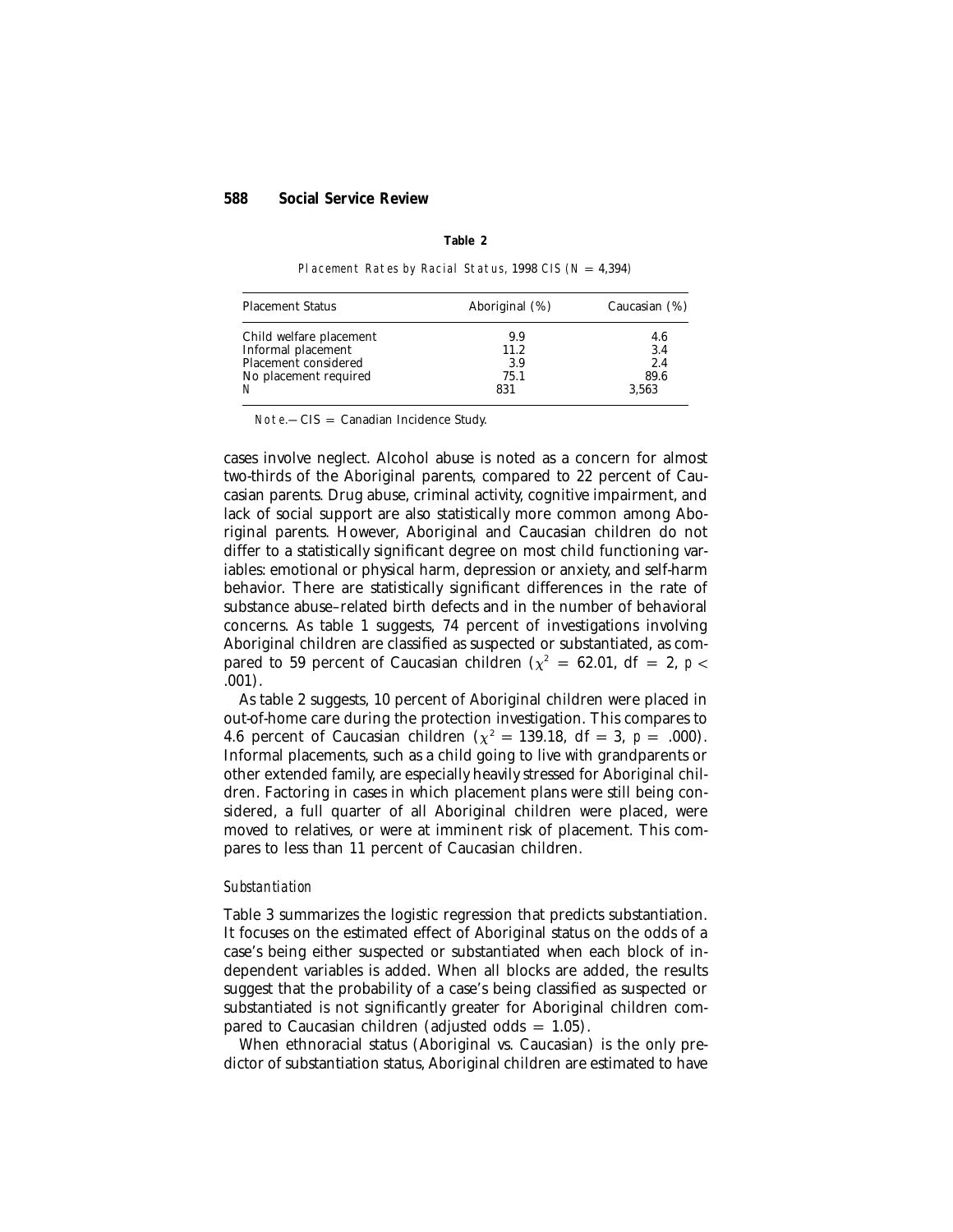**Table 2**

*Placement Rates by Racial Status*, 1998 CIS ($N = 4{,}394$)

| Placement Status | Aboriginal (%) | Caucasian (%) |
|---|---|---|
| Child welfare placement | 9.9 | 4.6 |
| Informal placement | 11.2 | 3.4 |
| Placement considered | 3.9 | 2.4 |
| No placement required | 75.1 | 89.6 |
| *N* | 831 | 3,563 |

*Note.*—CIS = Canadian Incidence Study.

cases involve neglect. Alcohol abuse is noted as a concern for almost two-thirds of the Aboriginal parents, compared to 22 percent of Caucasian parents. Drug abuse, criminal activity, cognitive impairment, and lack of social support are also statistically more common among Aboriginal parents. However, Aboriginal and Caucasian children do not differ to a statistically significant degree on most child functioning variables: emotional or physical harm, depression or anxiety, and self-harm behavior. There are statistically significant differences in the rate of substance abuse–related birth defects and in the number of behavioral concerns. As table 1 suggests, 74 percent of investigations involving Aboriginal children are classified as suspected or substantiated, as compared to 59 percent of Caucasian children ($\chi^2 = 62.01$, df $= 2$, $p < .001$).

As table 2 suggests, 10 percent of Aboriginal children were placed in out-of-home care during the protection investigation. This compares to 4.6 percent of Caucasian children ($\chi^2 = 139.18$, df $= 3$, $p = .000$). Informal placements, such as a child going to live with grandparents or other extended family, are especially heavily stressed for Aboriginal children. Factoring in cases in which placement plans were still being considered, a full quarter of all Aboriginal children were placed, were moved to relatives, or were at imminent risk of placement. This compares to less than 11 percent of Caucasian children.

### *Substantiation*

Table 3 summarizes the logistic regression that predicts substantiation. It focuses on the estimated effect of Aboriginal status on the odds of a case's being either suspected or substantiated when each block of independent variables is added. When all blocks are added, the results suggest that the probability of a case's being classified as suspected or substantiated is not significantly greater for Aboriginal children compared to Caucasian children (adjusted odds = 1.05).

When ethnoracial status (Aboriginal vs. Caucasian) is the only predictor of substantiation status, Aboriginal children are estimated to have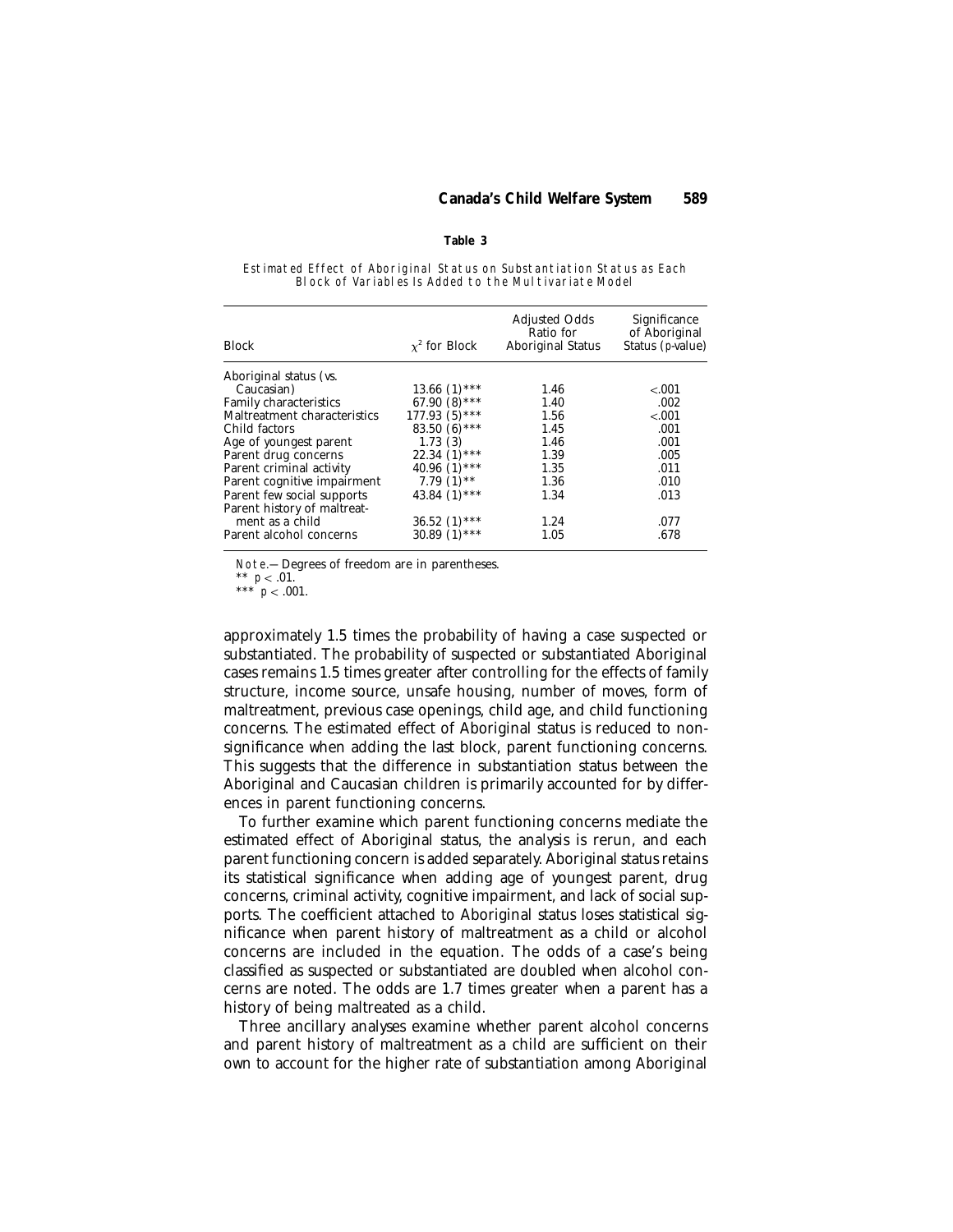**Table 3**

*Estimated Effect of Aboriginal Status on Substantiation Status as Each Block of Variables Is Added to the Multivariate Model*

| Block | $\chi^2$ for Block | Adjusted Odds Ratio for Aboriginal Status | Significance of Aboriginal Status (*p*-value) |
|---|---|---|---|
| Aboriginal status (vs. Caucasian) | 13.66 (1)*** | 1.46 | <.001 |
| Family characteristics | 67.90 (8)*** | 1.40 | .002 |
| Maltreatment characteristics | 177.93 (5)*** | 1.56 | <.001 |
| Child factors | 83.50 (6)*** | 1.45 | .001 |
| Age of youngest parent | 1.73 (3) | 1.46 | .001 |
| Parent drug concerns | 22.34 (1)*** | 1.39 | .005 |
| Parent criminal activity | 40.96 (1)*** | 1.35 | .011 |
| Parent cognitive impairment | 7.79 (1)** | 1.36 | .010 |
| Parent few social supports | 43.84 (1)*** | 1.34 | .013 |
| Parent history of maltreatment as a child | 36.52 (1)*** | 1.24 | .077 |
| Parent alcohol concerns | 30.89 (1)*** | 1.05 | .678 |

*Note*.—Degrees of freedom are in parentheses.
** $p < .01$.
*** $p < .001$.

approximately 1.5 times the probability of having a case suspected or substantiated. The probability of suspected or substantiated Aboriginal cases remains 1.5 times greater after controlling for the effects of family structure, income source, unsafe housing, number of moves, form of maltreatment, previous case openings, child age, and child functioning concerns. The estimated effect of Aboriginal status is reduced to nonsignificance when adding the last block, parent functioning concerns. This suggests that the difference in substantiation status between the Aboriginal and Caucasian children is primarily accounted for by differences in parent functioning concerns.

To further examine which parent functioning concerns mediate the estimated effect of Aboriginal status, the analysis is rerun, and each parent functioning concern is added separately. Aboriginal status retains its statistical significance when adding age of youngest parent, drug concerns, criminal activity, cognitive impairment, and lack of social supports. The coefficient attached to Aboriginal status loses statistical significance when parent history of maltreatment as a child or alcohol concerns are included in the equation. The odds of a case's being classified as suspected or substantiated are doubled when alcohol concerns are noted. The odds are 1.7 times greater when a parent has a history of being maltreated as a child.

Three ancillary analyses examine whether parent alcohol concerns and parent history of maltreatment as a child are sufficient on their own to account for the higher rate of substantiation among Aboriginal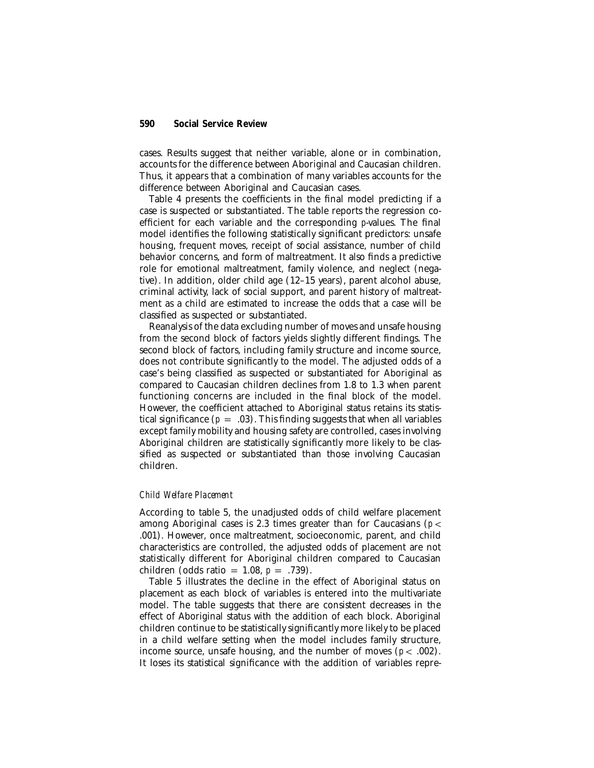cases. Results suggest that neither variable, alone or in combination, accounts for the difference between Aboriginal and Caucasian children. Thus, it appears that a combination of many variables accounts for the difference between Aboriginal and Caucasian cases.

Table 4 presents the coefficients in the final model predicting if a case is suspected or substantiated. The table reports the regression coefficient for each variable and the corresponding *p*-values. The final model identifies the following statistically significant predictors: unsafe housing, frequent moves, receipt of social assistance, number of child behavior concerns, and form of maltreatment. It also finds a predictive role for emotional maltreatment, family violence, and neglect (negative). In addition, older child age (12–15 years), parent alcohol abuse, criminal activity, lack of social support, and parent history of maltreatment as a child are estimated to increase the odds that a case will be classified as suspected or substantiated.

Reanalysis of the data excluding number of moves and unsafe housing from the second block of factors yields slightly different findings. The second block of factors, including family structure and income source, does not contribute significantly to the model. The adjusted odds of a case's being classified as suspected or substantiated for Aboriginal as compared to Caucasian children declines from 1.8 to 1.3 when parent functioning concerns are included in the final block of the model. However, the coefficient attached to Aboriginal status retains its statistical significance ($p = .03$). This finding suggests that when all variables except family mobility and housing safety are controlled, cases involving Aboriginal children are statistically significantly more likely to be classified as suspected or substantiated than those involving Caucasian children.

### *Child Welfare Placement*

According to table 5, the unadjusted odds of child welfare placement among Aboriginal cases is 2.3 times greater than for Caucasians ($p < .001$). However, once maltreatment, socioeconomic, parent, and child characteristics are controlled, the adjusted odds of placement are not statistically different for Aboriginal children compared to Caucasian children (odds ratio $= 1.08$, $p = .739$).

Table 5 illustrates the decline in the effect of Aboriginal status on placement as each block of variables is entered into the multivariate model. The table suggests that there are consistent decreases in the effect of Aboriginal status with the addition of each block. Aboriginal children continue to be statistically significantly more likely to be placed in a child welfare setting when the model includes family structure, income source, unsafe housing, and the number of moves ($p < .002$). It loses its statistical significance with the addition of variables repre-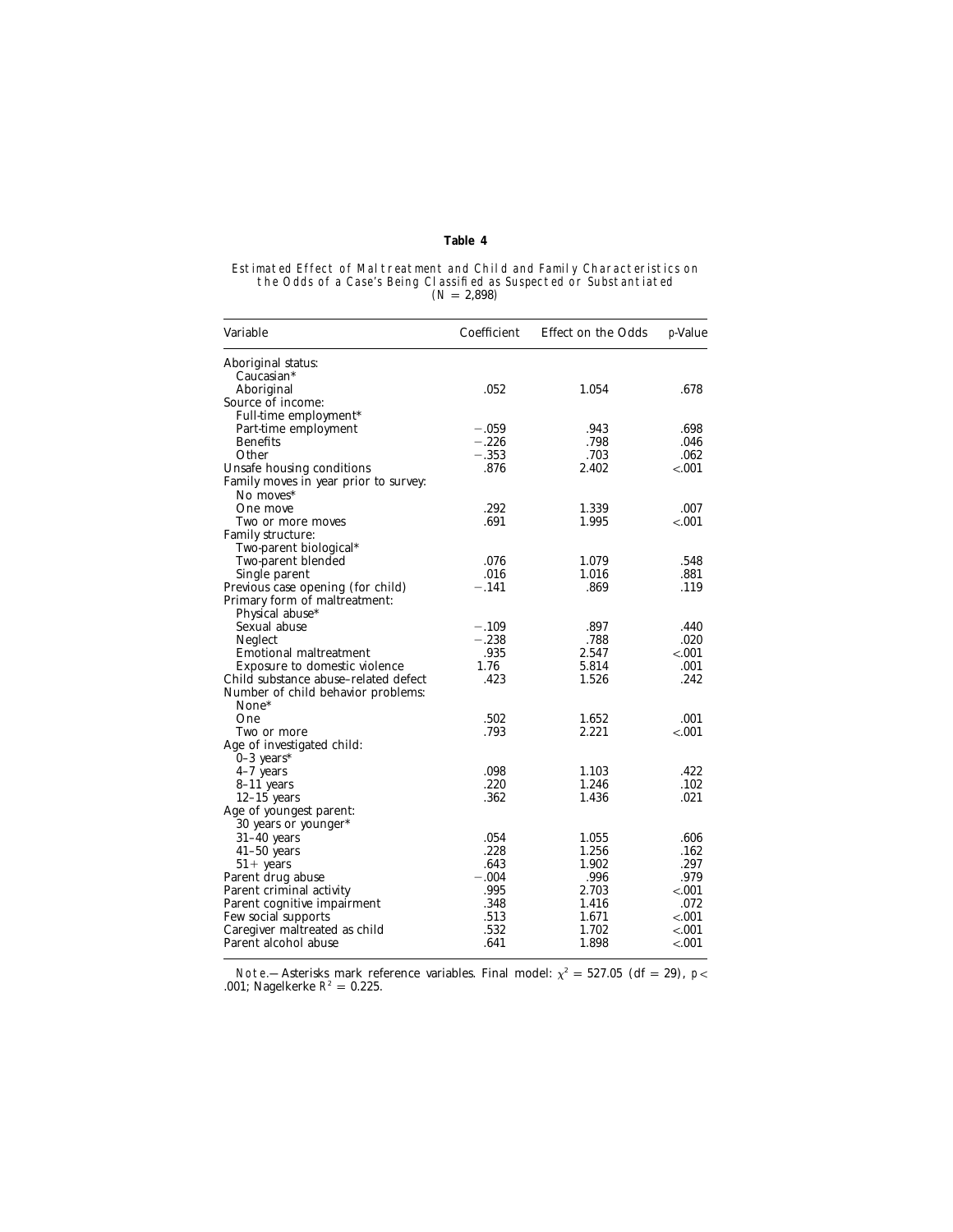**Table 4**

Estimated Effect of Maltreatment and Child and Family Characteristics on the Odds of a Case's Being Classified as Suspected or Substantiated ($N = 2{,}898$)

| Variable | Coefficient | Effect on the Odds | *p*-Value |
|---|---|---|---|
| Aboriginal status: | | | |
| Caucasian* | | | |
| Aboriginal | .052 | 1.054 | .678 |
| Source of income: | | | |
| Full-time employment* | | | |
| Part-time employment | −.059 | .943 | .698 |
| Benefits | −.226 | .798 | .046 |
| Other | −.353 | .703 | .062 |
| Unsafe housing conditions | .876 | 2.402 | <.001 |
| Family moves in year prior to survey: | | | |
| No moves* | | | |
| One move | .292 | 1.339 | .007 |
| Two or more moves | .691 | 1.995 | <.001 |
| Family structure: | | | |
| Two-parent biological* | | | |
| Two-parent blended | .076 | 1.079 | .548 |
| Single parent | .016 | 1.016 | .881 |
| Previous case opening (for child) | −.141 | .869 | .119 |
| Primary form of maltreatment: | | | |
| Physical abuse* | | | |
| Sexual abuse | −.109 | .897 | .440 |
| Neglect | −.238 | .788 | .020 |
| Emotional maltreatment | .935 | 2.547 | <.001 |
| Exposure to domestic violence | 1.76 | 5.814 | .001 |
| Child substance abuse–related defect | .423 | 1.526 | .242 |
| Number of child behavior problems: | | | |
| None* | | | |
| One | .502 | 1.652 | .001 |
| Two or more | .793 | 2.221 | <.001 |
| Age of investigated child: | | | |
| 0–3 years* | | | |
| 4–7 years | .098 | 1.103 | .422 |
| 8–11 years | .220 | 1.246 | .102 |
| 12–15 years | .362 | 1.436 | .021 |
| Age of youngest parent: | | | |
| 30 years or younger* | | | |
| 31–40 years | .054 | 1.055 | .606 |
| 41–50 years | .228 | 1.256 | .162 |
| 51+ years | .643 | 1.902 | .297 |
| Parent drug abuse | −.004 | .996 | .979 |
| Parent criminal activity | .995 | 2.703 | <.001 |
| Parent cognitive impairment | .348 | 1.416 | .072 |
| Few social supports | .513 | 1.671 | <.001 |
| Caregiver maltreated as child | .532 | 1.702 | <.001 |
| Parent alcohol abuse | .641 | 1.898 | <.001 |

*Note.*—Asterisks mark reference variables. Final model: $\chi^2 = 527.05$ (df = 29), $p < .001$; Nagelkerke $R^2 = 0.225$.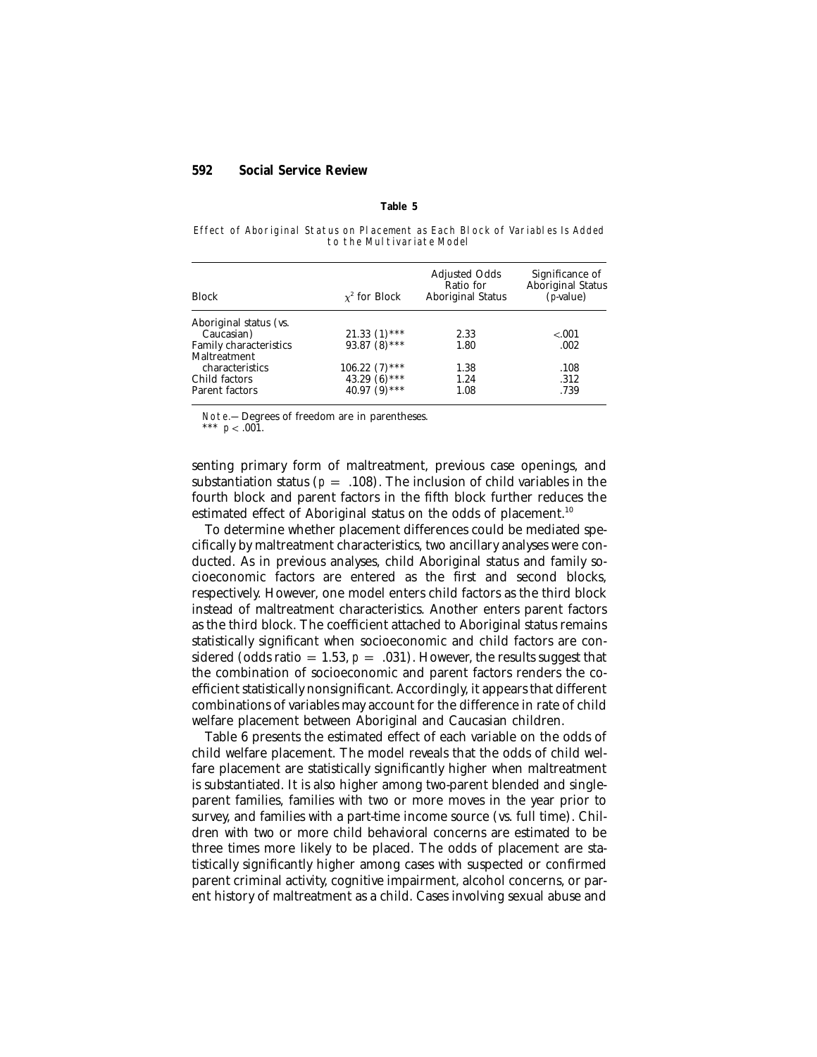**Table 5**

*Effect of Aboriginal Status on Placement as Each Block of Variables Is Added to the Multivariate Model*

| Block | $\chi^2$ for Block | Adjusted Odds Ratio for Aboriginal Status | Significance of Aboriginal Status (*p*-value) |
|---|---|---|---|
| Aboriginal status (vs. Caucasian) | 21.33 (1)*** | 2.33 | <.001 |
| Family characteristics | 93.87 (8)*** | 1.80 | .002 |
| Maltreatment characteristics | 106.22 (7)*** | 1.38 | .108 |
| Child factors | 43.29 (6)*** | 1.24 | .312 |
| Parent factors | 40.97 (9)*** | 1.08 | .739 |

*Note*.—Degrees of freedom are in parentheses.
*** $p < .001$.

senting primary form of maltreatment, previous case openings, and substantiation status ($p = .108$). The inclusion of child variables in the fourth block and parent factors in the fifth block further reduces the estimated effect of Aboriginal status on the odds of placement.[10]

To determine whether placement differences could be mediated specifically by maltreatment characteristics, two ancillary analyses were conducted. As in previous analyses, child Aboriginal status and family socioeconomic factors are entered as the first and second blocks, respectively. However, one model enters child factors as the third block instead of maltreatment characteristics. Another enters parent factors as the third block. The coefficient attached to Aboriginal status remains statistically significant when socioeconomic and child factors are considered (odds ratio $= 1.53$, $p = .031$). However, the results suggest that the combination of socioeconomic and parent factors renders the coefficient statistically nonsignificant. Accordingly, it appears that different combinations of variables may account for the difference in rate of child welfare placement between Aboriginal and Caucasian children.

Table 6 presents the estimated effect of each variable on the odds of child welfare placement. The model reveals that the odds of child welfare placement are statistically significantly higher when maltreatment is substantiated. It is also higher among two-parent blended and single-parent families, families with two or more moves in the year prior to survey, and families with a part-time income source (vs. full time). Children with two or more child behavioral concerns are estimated to be three times more likely to be placed. The odds of placement are statistically significantly higher among cases with suspected or confirmed parent criminal activity, cognitive impairment, alcohol concerns, or parent history of maltreatment as a child. Cases involving sexual abuse and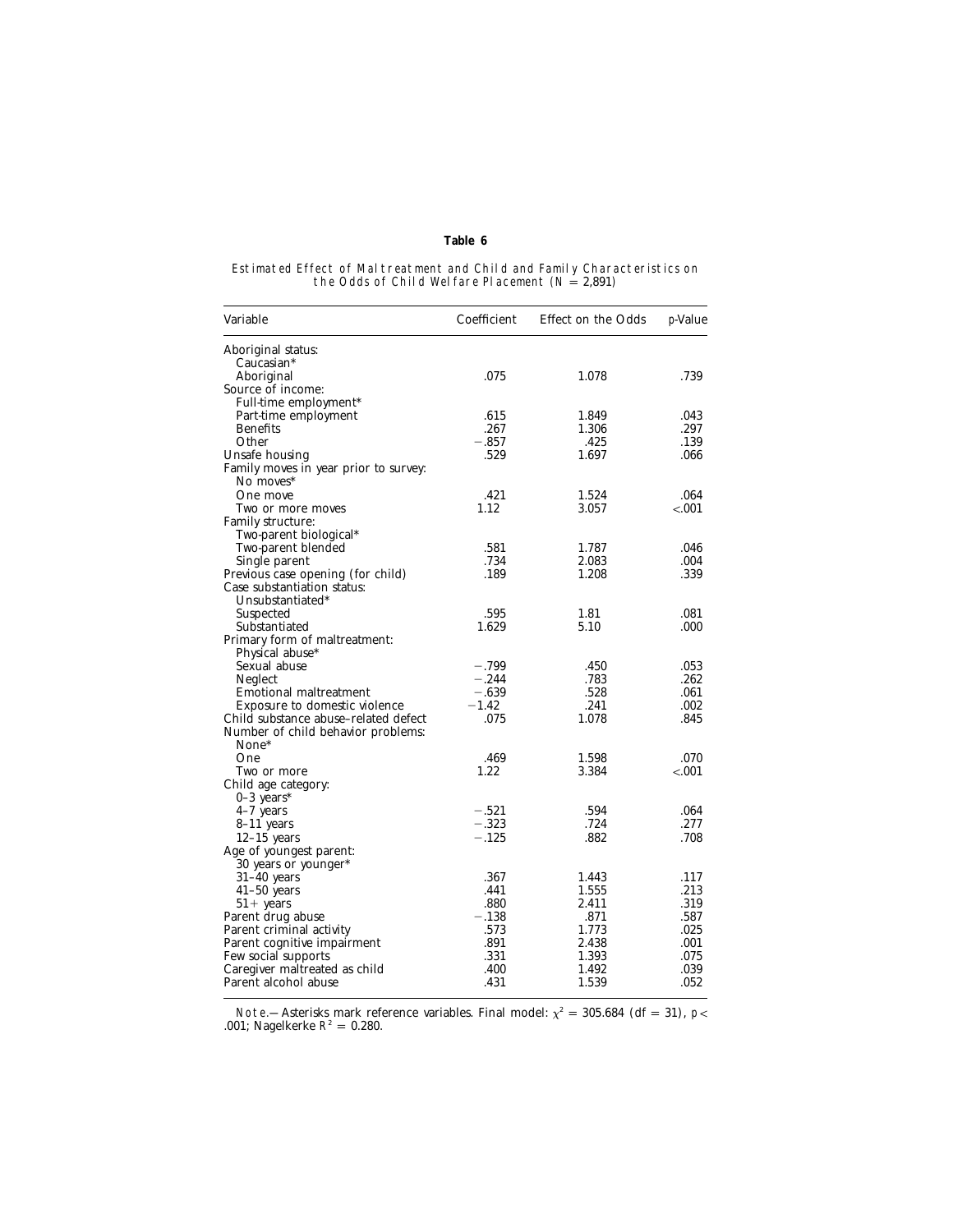**Table 6**

Estimated Effect of Maltreatment and Child and Family Characteristics on the Odds of Child Welfare Placement ($N = 2{,}891$)

| Variable | Coefficient | Effect on the Odds | *p*-Value |
|---|---|---|---|
| Aboriginal status: | | | |
| Caucasian* | | | |
| Aboriginal | .075 | 1.078 | .739 |
| Source of income: | | | |
| Full-time employment* | | | |
| Part-time employment | .615 | 1.849 | .043 |
| Benefits | .267 | 1.306 | .297 |
| Other | −.857 | .425 | .139 |
| Unsafe housing | .529 | 1.697 | .066 |
| Family moves in year prior to survey: | | | |
| No moves* | | | |
| One move | .421 | 1.524 | .064 |
| Two or more moves | 1.12 | 3.057 | <.001 |
| Family structure: | | | |
| Two-parent biological* | | | |
| Two-parent blended | .581 | 1.787 | .046 |
| Single parent | .734 | 2.083 | .004 |
| Previous case opening (for child) | .189 | 1.208 | .339 |
| Case substantiation status: | | | |
| Unsubstantiated* | | | |
| Suspected | .595 | 1.81 | .081 |
| Substantiated | 1.629 | 5.10 | .000 |
| Primary form of maltreatment: | | | |
| Physical abuse* | | | |
| Sexual abuse | −.799 | .450 | .053 |
| Neglect | −.244 | .783 | .262 |
| Emotional maltreatment | −.639 | .528 | .061 |
| Exposure to domestic violence | −1.42 | .241 | .002 |
| Child substance abuse–related defect | .075 | 1.078 | .845 |
| Number of child behavior problems: | | | |
| None* | | | |
| One | .469 | 1.598 | .070 |
| Two or more | 1.22 | 3.384 | <.001 |
| Child age category: | | | |
| 0–3 years* | | | |
| 4–7 years | −.521 | .594 | .064 |
| 8–11 years | −.323 | .724 | .277 |
| 12–15 years | −.125 | .882 | .708 |
| Age of youngest parent: | | | |
| 30 years or younger* | | | |
| 31–40 years | .367 | 1.443 | .117 |
| 41–50 years | .441 | 1.555 | .213 |
| 51+ years | .880 | 2.411 | .319 |
| Parent drug abuse | −.138 | .871 | .587 |
| Parent criminal activity | .573 | 1.773 | .025 |
| Parent cognitive impairment | .891 | 2.438 | .001 |
| Few social supports | .331 | 1.393 | .075 |
| Caregiver maltreated as child | .400 | 1.492 | .039 |
| Parent alcohol abuse | .431 | 1.539 | .052 |

*Note.*—Asterisks mark reference variables. Final model: $\chi^2 = 305.684$ (df = 31), $p < .001$; Nagelkerke $R^2 = 0.280$.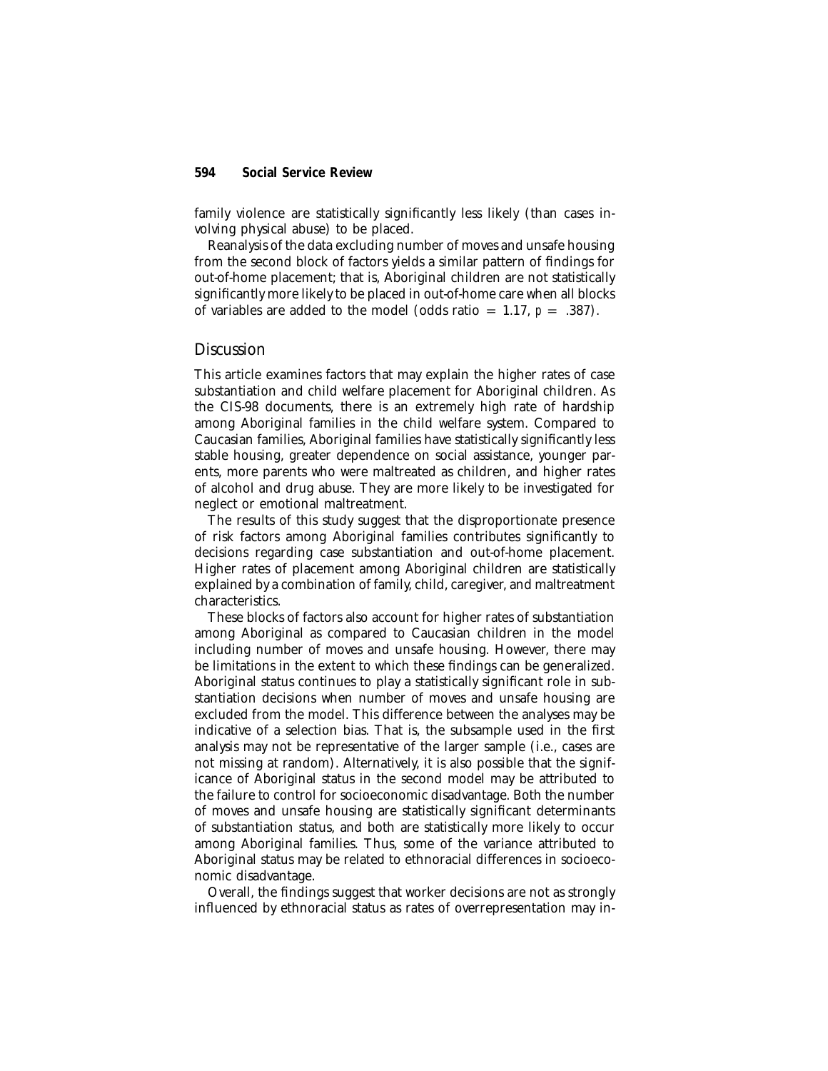family violence are statistically significantly less likely (than cases involving physical abuse) to be placed.

Reanalysis of the data excluding number of moves and unsafe housing from the second block of factors yields a similar pattern of findings for out-of-home placement; that is, Aboriginal children are not statistically significantly more likely to be placed in out-of-home care when all blocks of variables are added to the model (odds ratio $= 1.17$, $p = .387$).

## Discussion

This article examines factors that may explain the higher rates of case substantiation and child welfare placement for Aboriginal children. As the CIS-98 documents, there is an extremely high rate of hardship among Aboriginal families in the child welfare system. Compared to Caucasian families, Aboriginal families have statistically significantly less stable housing, greater dependence on social assistance, younger parents, more parents who were maltreated as children, and higher rates of alcohol and drug abuse. They are more likely to be investigated for neglect or emotional maltreatment.

The results of this study suggest that the disproportionate presence of risk factors among Aboriginal families contributes significantly to decisions regarding case substantiation and out-of-home placement. Higher rates of placement among Aboriginal children are statistically explained by a combination of family, child, caregiver, and maltreatment characteristics.

These blocks of factors also account for higher rates of substantiation among Aboriginal as compared to Caucasian children in the model including number of moves and unsafe housing. However, there may be limitations in the extent to which these findings can be generalized. Aboriginal status continues to play a statistically significant role in substantiation decisions when number of moves and unsafe housing are excluded from the model. This difference between the analyses may be indicative of a selection bias. That is, the subsample used in the first analysis may not be representative of the larger sample (i.e., cases are not missing at random). Alternatively, it is also possible that the significance of Aboriginal status in the second model may be attributed to the failure to control for socioeconomic disadvantage. Both the number of moves and unsafe housing are statistically significant determinants of substantiation status, and both are statistically more likely to occur among Aboriginal families. Thus, some of the variance attributed to Aboriginal status may be related to ethnoracial differences in socioeconomic disadvantage.

Overall, the findings suggest that worker decisions are not as strongly influenced by ethnoracial status as rates of overrepresentation may in-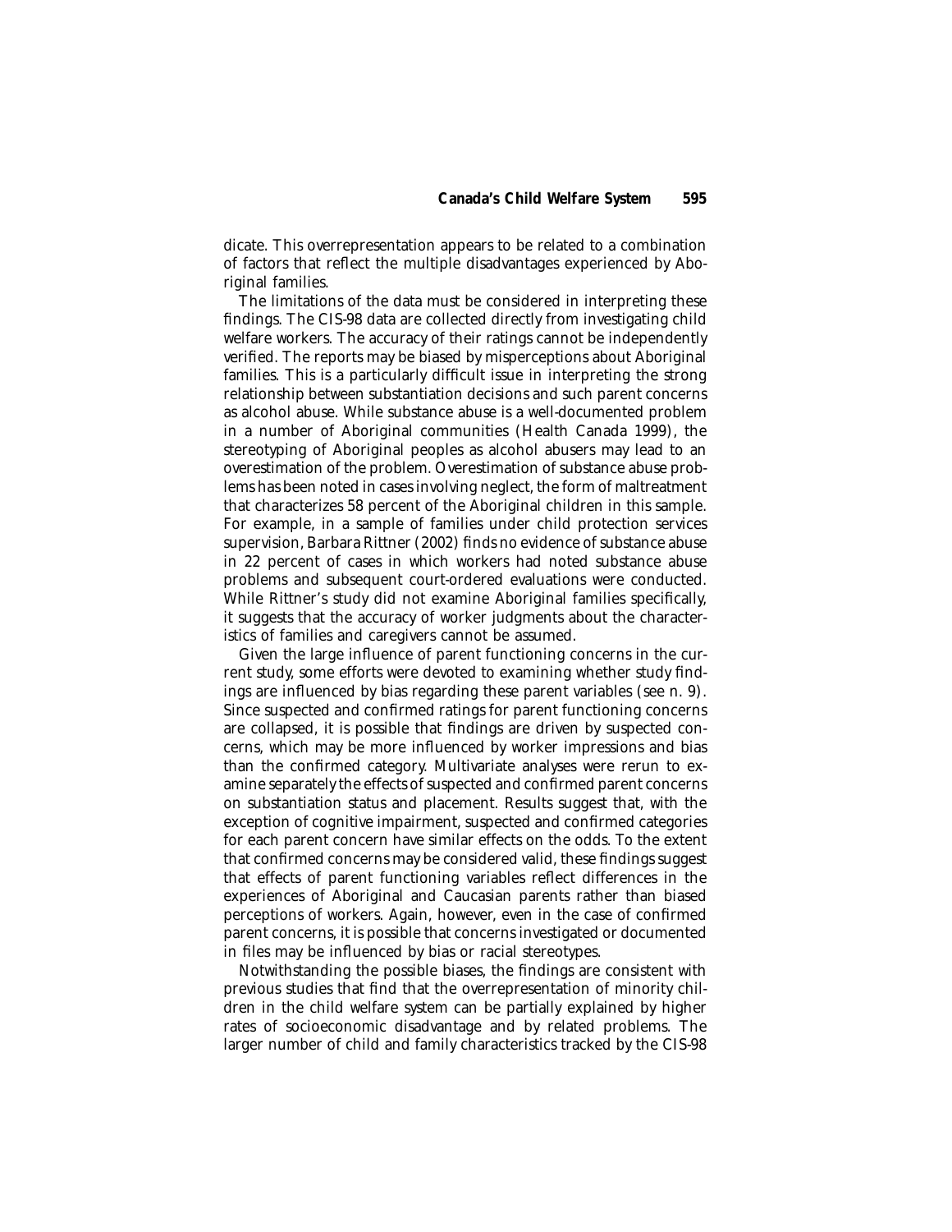dicate. This overrepresentation appears to be related to a combination of factors that reflect the multiple disadvantages experienced by Aboriginal families.

The limitations of the data must be considered in interpreting these findings. The CIS-98 data are collected directly from investigating child welfare workers. The accuracy of their ratings cannot be independently verified. The reports may be biased by misperceptions about Aboriginal families. This is a particularly difficult issue in interpreting the strong relationship between substantiation decisions and such parent concerns as alcohol abuse. While substance abuse is a well-documented problem in a number of Aboriginal communities (Health Canada 1999), the stereotyping of Aboriginal peoples as alcohol abusers may lead to an overestimation of the problem. Overestimation of substance abuse problems has been noted in cases involving neglect, the form of maltreatment that characterizes 58 percent of the Aboriginal children in this sample. For example, in a sample of families under child protection services supervision, Barbara Rittner (2002) finds no evidence of substance abuse in 22 percent of cases in which workers had noted substance abuse problems and subsequent court-ordered evaluations were conducted. While Rittner's study did not examine Aboriginal families specifically, it suggests that the accuracy of worker judgments about the characteristics of families and caregivers cannot be assumed.

Given the large influence of parent functioning concerns in the current study, some efforts were devoted to examining whether study findings are influenced by bias regarding these parent variables (see n. 9). Since suspected and confirmed ratings for parent functioning concerns are collapsed, it is possible that findings are driven by suspected concerns, which may be more influenced by worker impressions and bias than the confirmed category. Multivariate analyses were rerun to examine separately the effects of suspected and confirmed parent concerns on substantiation status and placement. Results suggest that, with the exception of cognitive impairment, suspected and confirmed categories for each parent concern have similar effects on the odds. To the extent that confirmed concerns may be considered valid, these findings suggest that effects of parent functioning variables reflect differences in the experiences of Aboriginal and Caucasian parents rather than biased perceptions of workers. Again, however, even in the case of confirmed parent concerns, it is possible that concerns investigated or documented in files may be influenced by bias or racial stereotypes.

Notwithstanding the possible biases, the findings are consistent with previous studies that find that the overrepresentation of minority children in the child welfare system can be partially explained by higher rates of socioeconomic disadvantage and by related problems. The larger number of child and family characteristics tracked by the CIS-98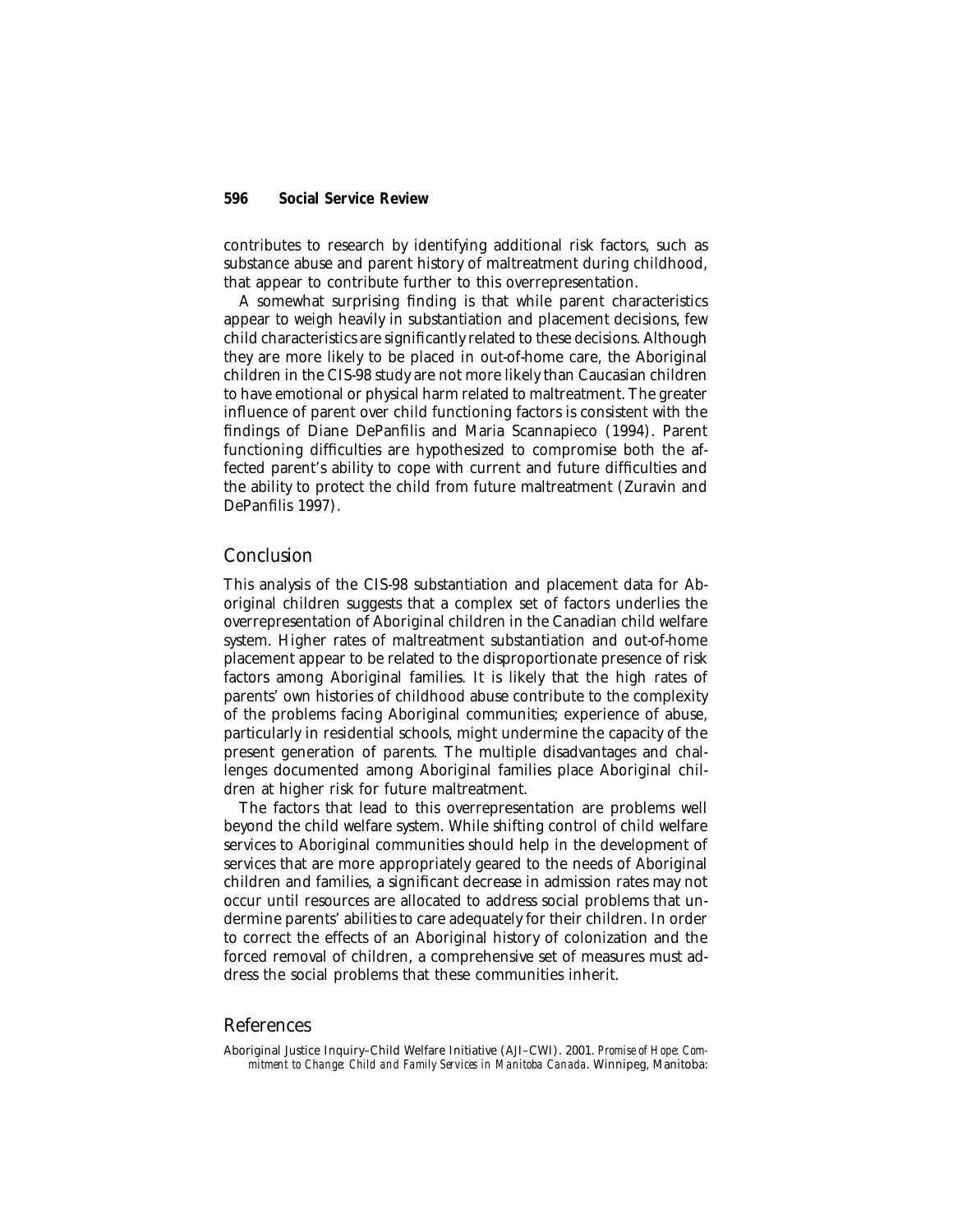contributes to research by identifying additional risk factors, such as substance abuse and parent history of maltreatment during childhood, that appear to contribute further to this overrepresentation.

A somewhat surprising finding is that while parent characteristics appear to weigh heavily in substantiation and placement decisions, few child characteristics are significantly related to these decisions. Although they are more likely to be placed in out-of-home care, the Aboriginal children in the CIS-98 study are not more likely than Caucasian children to have emotional or physical harm related to maltreatment. The greater influence of parent over child functioning factors is consistent with the findings of Diane DePanfilis and Maria Scannapieco (1994). Parent functioning difficulties are hypothesized to compromise both the affected parent's ability to cope with current and future difficulties and the ability to protect the child from future maltreatment (Zuravin and DePanfilis 1997).

## Conclusion

This analysis of the CIS-98 substantiation and placement data for Aboriginal children suggests that a complex set of factors underlies the overrepresentation of Aboriginal children in the Canadian child welfare system. Higher rates of maltreatment substantiation and out-of-home placement appear to be related to the disproportionate presence of risk factors among Aboriginal families. It is likely that the high rates of parents' own histories of childhood abuse contribute to the complexity of the problems facing Aboriginal communities; experience of abuse, particularly in residential schools, might undermine the capacity of the present generation of parents. The multiple disadvantages and challenges documented among Aboriginal families place Aboriginal children at higher risk for future maltreatment.

The factors that lead to this overrepresentation are problems well beyond the child welfare system. While shifting control of child welfare services to Aboriginal communities should help in the development of services that are more appropriately geared to the needs of Aboriginal children and families, a significant decrease in admission rates may not occur until resources are allocated to address social problems that undermine parents' abilities to care adequately for their children. In order to correct the effects of an Aboriginal history of colonization and the forced removal of children, a comprehensive set of measures must address the social problems that these communities inherit.

## References

Aboriginal Justice Inquiry–Child Welfare Initiative (AJI–CWI). 2001. *Promise of Hope: Commitment to Change: Child and Family Services in Manitoba Canada*. Winnipeg, Manitoba: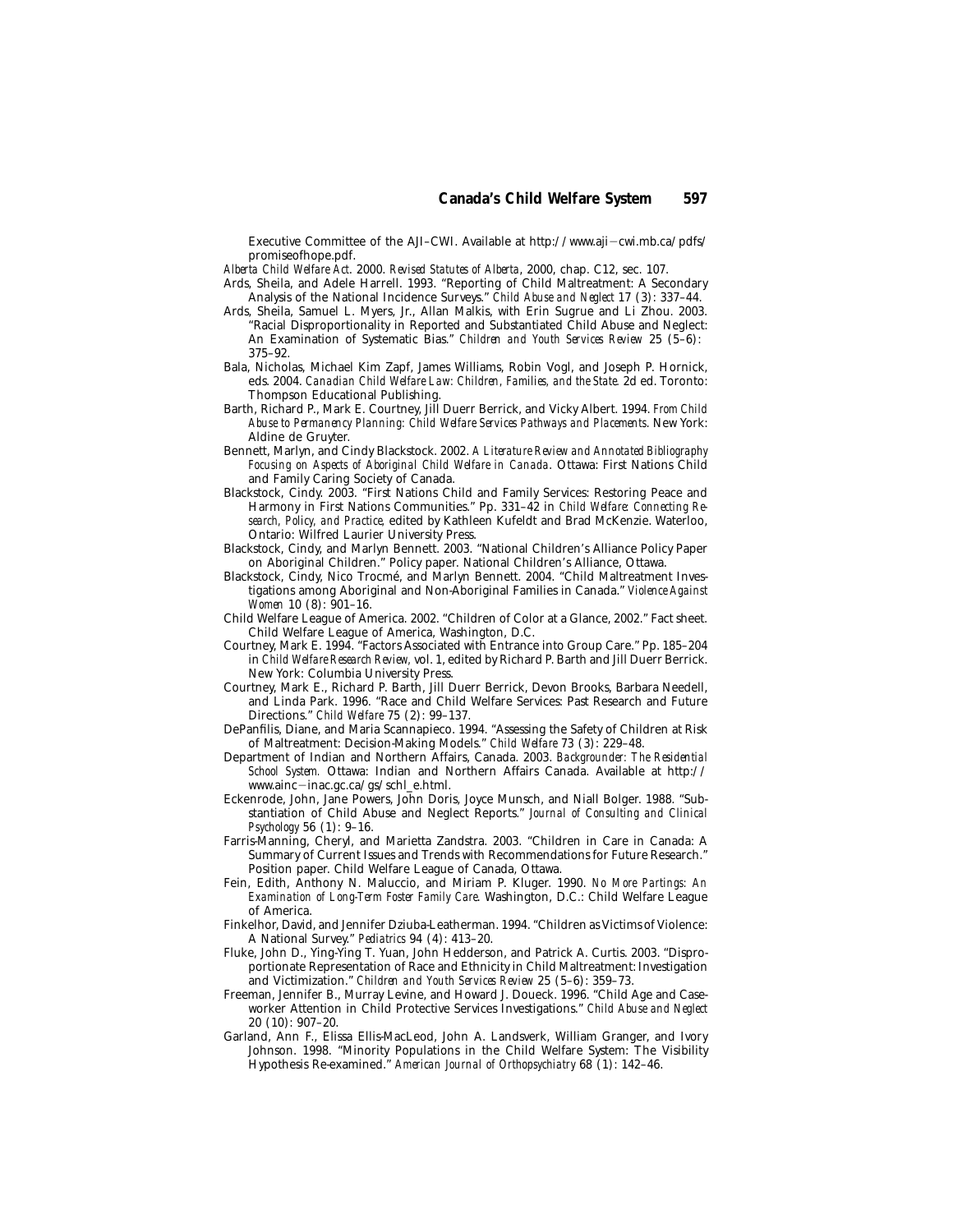Executive Committee of the AJI–CWI. Available at http://www.aji−cwi.mb.ca/pdfs/promiseofhope.pdf.

*Alberta Child Welfare Act*. 2000. *Revised Statutes of Alberta*, 2000, chap. C12, sec. 107.

Ards, Sheila, and Adele Harrell. 1993. "Reporting of Child Maltreatment: A Secondary Analysis of the National Incidence Surveys." *Child Abuse and Neglect* 17 (3): 337–44.

Ards, Sheila, Samuel L. Myers, Jr., Allan Malkis, with Erin Sugrue and Li Zhou. 2003. "Racial Disproportionality in Reported and Substantiated Child Abuse and Neglect: An Examination of Systematic Bias." *Children and Youth Services Review* 25 (5–6): 375–92.

Bala, Nicholas, Michael Kim Zapf, James Williams, Robin Vogl, and Joseph P. Hornick, eds. 2004. *Canadian Child Welfare Law: Children, Families, and the State*. 2d ed. Toronto: Thompson Educational Publishing.

Barth, Richard P., Mark E. Courtney, Jill Duerr Berrick, and Vicky Albert. 1994. *From Child Abuse to Permanency Planning: Child Welfare Services Pathways and Placements*. New York: Aldine de Gruyter.

Bennett, Marlyn, and Cindy Blackstock. 2002. *A Literature Review and Annotated Bibliography Focusing on Aspects of Aboriginal Child Welfare in Canada*. Ottawa: First Nations Child and Family Caring Society of Canada.

Blackstock, Cindy. 2003. "First Nations Child and Family Services: Restoring Peace and Harmony in First Nations Communities." Pp. 331–42 in *Child Welfare: Connecting Research, Policy, and Practice*, edited by Kathleen Kufeldt and Brad McKenzie. Waterloo, Ontario: Wilfred Laurier University Press.

Blackstock, Cindy, and Marlyn Bennett. 2003. "National Children's Alliance Policy Paper on Aboriginal Children." Policy paper. National Children's Alliance, Ottawa.

Blackstock, Cindy, Nico Trocmé, and Marlyn Bennett. 2004. "Child Maltreatment Investigations among Aboriginal and Non-Aboriginal Families in Canada." *Violence Against Women* 10 (8): 901–16.

Child Welfare League of America. 2002. "Children of Color at a Glance, 2002." Fact sheet. Child Welfare League of America, Washington, D.C.

Courtney, Mark E. 1994. "Factors Associated with Entrance into Group Care." Pp. 185–204 in *Child Welfare Research Review*, vol. 1, edited by Richard P. Barth and Jill Duerr Berrick. New York: Columbia University Press.

Courtney, Mark E., Richard P. Barth, Jill Duerr Berrick, Devon Brooks, Barbara Needell, and Linda Park. 1996. "Race and Child Welfare Services: Past Research and Future Directions." *Child Welfare* 75 (2): 99–137.

DePanfilis, Diane, and Maria Scannapieco. 1994. "Assessing the Safety of Children at Risk of Maltreatment: Decision-Making Models." *Child Welfare* 73 (3): 229–48.

Department of Indian and Northern Affairs, Canada. 2003. *Backgrounder: The Residential School System*. Ottawa: Indian and Northern Affairs Canada. Available at http://www.ainc−inac.gc.ca/gs/schl_e.html.

Eckenrode, John, Jane Powers, John Doris, Joyce Munsch, and Niall Bolger. 1988. "Substantiation of Child Abuse and Neglect Reports." *Journal of Consulting and Clinical Psychology* 56 (1): 9–16.

Farris-Manning, Cheryl, and Marietta Zandstra. 2003. "Children in Care in Canada: A Summary of Current Issues and Trends with Recommendations for Future Research." Position paper. Child Welfare League of Canada, Ottawa.

Fein, Edith, Anthony N. Maluccio, and Miriam P. Kluger. 1990. *No More Partings: An Examination of Long-Term Foster Family Care*. Washington, D.C.: Child Welfare League of America.

Finkelhor, David, and Jennifer Dziuba-Leatherman. 1994. "Children as Victims of Violence: A National Survey." *Pediatrics* 94 (4): 413–20.

Fluke, John D., Ying-Ying T. Yuan, John Hedderson, and Patrick A. Curtis. 2003. "Disproportionate Representation of Race and Ethnicity in Child Maltreatment: Investigation and Victimization." *Children and Youth Services Review* 25 (5–6): 359–73.

Freeman, Jennifer B., Murray Levine, and Howard J. Doueck. 1996. "Child Age and Caseworker Attention in Child Protective Services Investigations." *Child Abuse and Neglect* 20 (10): 907–20.

Garland, Ann F., Elissa Ellis-MacLeod, John A. Landsverk, William Granger, and Ivory Johnson. 1998. "Minority Populations in the Child Welfare System: The Visibility Hypothesis Re-examined." *American Journal of Orthopsychiatry* 68 (1): 142–46.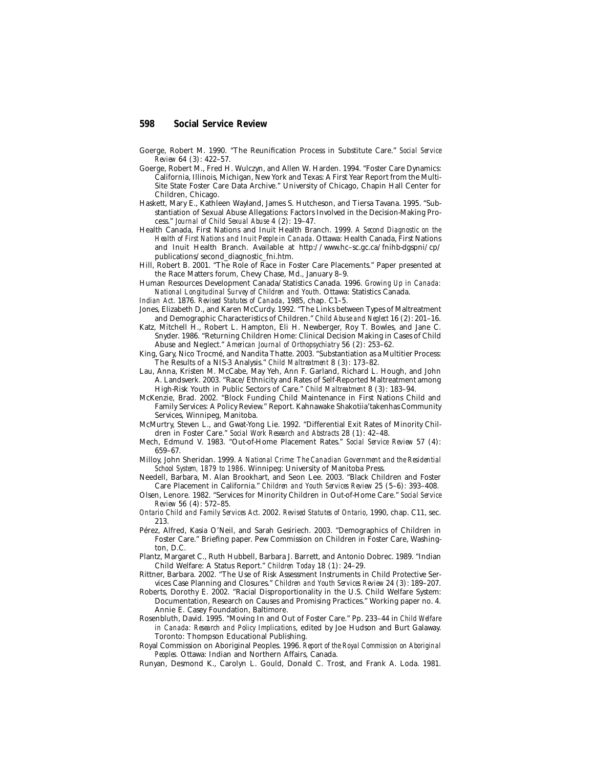Goerge, Robert M. 1990. "The Reunification Process in Substitute Care." *Social Service Review* 64 (3): 422–57.

Goerge, Robert M., Fred H. Wulczyn, and Allen W. Harden. 1994. "Foster Care Dynamics: California, Illinois, Michigan, New York and Texas: A First Year Report from the Multi-Site State Foster Care Data Archive." University of Chicago, Chapin Hall Center for Children, Chicago.

Haskett, Mary E., Kathleen Wayland, James S. Hutcheson, and Tiersa Tavana. 1995. "Substantiation of Sexual Abuse Allegations: Factors Involved in the Decision-Making Process." *Journal of Child Sexual Abuse* 4 (2): 19–47.

Health Canada, First Nations and Inuit Health Branch. 1999. *A Second Diagnostic on the Health of First Nations and Inuit People in Canada*. Ottawa: Health Canada, First Nations and Inuit Health Branch. Available at http://www.hc–sc.gc.ca/fnihb-dgspni/cp/publications/second_diagnostic_fni.htm.

Hill, Robert B. 2001. "The Role of Race in Foster Care Placements." Paper presented at the Race Matters forum, Chevy Chase, Md., January 8–9.

Human Resources Development Canada/Statistics Canada. 1996. *Growing Up in Canada: National Longitudinal Survey of Children and Youth*. Ottawa: Statistics Canada.

*Indian Act*. 1876. *Revised Statutes of Canada*, 1985, chap. C1–5.

Jones, Elizabeth D., and Karen McCurdy. 1992. "The Links between Types of Maltreatment and Demographic Characteristics of Children." *Child Abuse and Neglect* 16 (2): 201–16.

Katz, Mitchell H., Robert L. Hampton, Eli H. Newberger, Roy T. Bowles, and Jane C. Snyder. 1986. "Returning Children Home: Clinical Decision Making in Cases of Child Abuse and Neglect." *American Journal of Orthopsychiatry* 56 (2): 253–62.

King, Gary, Nico Trocmé, and Nandita Thatte. 2003. "Substantiation as a Multitier Process: The Results of a NIS-3 Analysis." *Child Maltreatment* 8 (3): 173–82.

Lau, Anna, Kristen M. McCabe, May Yeh, Ann F. Garland, Richard L. Hough, and John A. Landsverk. 2003. "Race/Ethnicity and Rates of Self-Reported Maltreatment among High-Risk Youth in Public Sectors of Care." *Child Maltreatment* 8 (3): 183–94.

McKenzie, Brad. 2002. "Block Funding Child Maintenance in First Nations Child and Family Services: A Policy Review." Report. Kahnawake Shakotiia'takenhas Community Services, Winnipeg, Manitoba.

McMurtry, Steven L., and Gwat-Yong Lie. 1992. "Differential Exit Rates of Minority Children in Foster Care." *Social Work Research and Abstracts* 28 (1): 42–48.

Mech, Edmund V. 1983. "Out-of-Home Placement Rates." *Social Service Review* 57 (4): 659–67.

Milloy, John Sheridan. 1999. *A National Crime: The Canadian Government and the Residential School System, 1879 to 1986*. Winnipeg: University of Manitoba Press.

Needell, Barbara, M. Alan Brookhart, and Seon Lee. 2003. "Black Children and Foster Care Placement in California." *Children and Youth Services Review* 25 (5–6): 393–408.

Olsen, Lenore. 1982. "Services for Minority Children in Out-of-Home Care." *Social Service Review* 56 (4): 572–85.

*Ontario Child and Family Services Act*. 2002. *Revised Statutes of Ontario*, 1990, chap. C11, sec. 213.

Pérez, Alfred, Kasia O'Neil, and Sarah Gesiriech. 2003. "Demographics of Children in Foster Care." Briefing paper. Pew Commission on Children in Foster Care, Washington, D.C.

Plantz, Margaret C., Ruth Hubbell, Barbara J. Barrett, and Antonio Dobrec. 1989. "Indian Child Welfare: A Status Report." *Children Today* 18 (1): 24–29.

Rittner, Barbara. 2002. "The Use of Risk Assessment Instruments in Child Protective Services Case Planning and Closures." *Children and Youth Services Review* 24 (3): 189–207.

Roberts, Dorothy E. 2002. "Racial Disproportionality in the U.S. Child Welfare System: Documentation, Research on Causes and Promising Practices." Working paper no. 4. Annie E. Casey Foundation, Baltimore.

Rosenbluth, David. 1995. "Moving In and Out of Foster Care." Pp. 233–44 in *Child Welfare in Canada: Research and Policy Implications*, edited by Joe Hudson and Burt Galaway. Toronto: Thompson Educational Publishing.

Royal Commission on Aboriginal Peoples. 1996. *Report of the Royal Commission on Aboriginal Peoples*. Ottawa: Indian and Northern Affairs, Canada.

Runyan, Desmond K., Carolyn L. Gould, Donald C. Trost, and Frank A. Loda. 1981.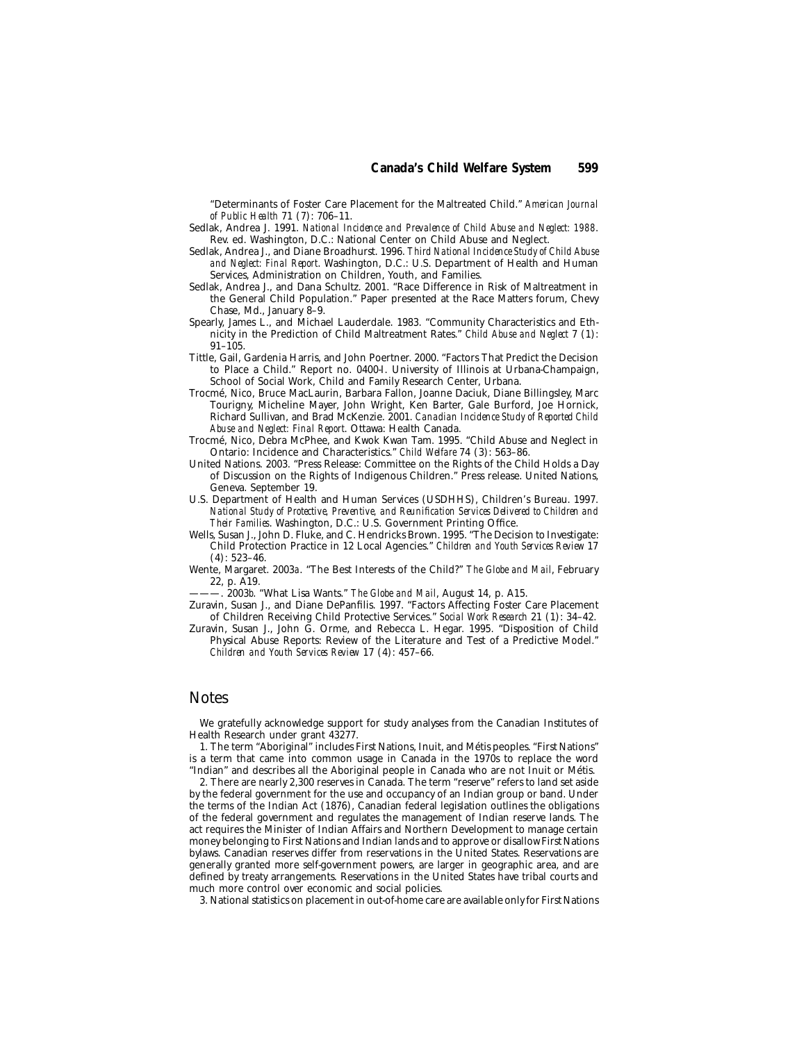"Determinants of Foster Care Placement for the Maltreated Child." *American Journal of Public Health* 71 (7): 706–11.

Sedlak, Andrea J. 1991. *National Incidence and Prevalence of Child Abuse and Neglect: 1988*. Rev. ed. Washington, D.C.: National Center on Child Abuse and Neglect.

Sedlak, Andrea J., and Diane Broadhurst. 1996. *Third National Incidence Study of Child Abuse and Neglect: Final Report*. Washington, D.C.: U.S. Department of Health and Human Services, Administration on Children, Youth, and Families.

Sedlak, Andrea J., and Dana Schultz. 2001. "Race Difference in Risk of Maltreatment in the General Child Population." Paper presented at the Race Matters forum, Chevy Chase, Md., January 8–9.

Spearly, James L., and Michael Lauderdale. 1983. "Community Characteristics and Ethnicity in the Prediction of Child Maltreatment Rates." *Child Abuse and Neglect* 7 (1): 91–105.

Tittle, Gail, Gardenia Harris, and John Poertner. 2000. "Factors That Predict the Decision to Place a Child." Report no. 0400-I. University of Illinois at Urbana-Champaign, School of Social Work, Child and Family Research Center, Urbana.

Trocmé, Nico, Bruce MacLaurin, Barbara Fallon, Joanne Daciuk, Diane Billingsley, Marc Tourigny, Micheline Mayer, John Wright, Ken Barter, Gale Burford, Joe Hornick, Richard Sullivan, and Brad McKenzie. 2001. *Canadian Incidence Study of Reported Child Abuse and Neglect: Final Report*. Ottawa: Health Canada.

Trocmé, Nico, Debra McPhee, and Kwok Kwan Tam. 1995. "Child Abuse and Neglect in Ontario: Incidence and Characteristics." *Child Welfare* 74 (3): 563–86.

United Nations. 2003. "Press Release: Committee on the Rights of the Child Holds a Day of Discussion on the Rights of Indigenous Children." Press release. United Nations, Geneva. September 19.

U.S. Department of Health and Human Services (USDHHS), Children's Bureau. 1997. *National Study of Protective, Preventive, and Reunification Services Delivered to Children and Their Families*. Washington, D.C.: U.S. Government Printing Office.

Wells, Susan J., John D. Fluke, and C. Hendricks Brown. 1995. "The Decision to Investigate: Child Protection Practice in 12 Local Agencies." *Children and Youth Services Review* 17 (4): 523–46.

Wente, Margaret. 2003*a*. "The Best Interests of the Child?" *The Globe and Mail*, February 22, p. A19.

———. 2003*b*. "What Lisa Wants." *The Globe and Mail*, August 14, p. A15.

Zuravin, Susan J., and Diane DePanfilis. 1997. "Factors Affecting Foster Care Placement of Children Receiving Child Protective Services." *Social Work Research* 21 (1): 34–42.

Zuravin, Susan J., John G. Orme, and Rebecca L. Hegar. 1995. "Disposition of Child Physical Abuse Reports: Review of the Literature and Test of a Predictive Model." *Children and Youth Services Review* 17 (4): 457–66.

## Notes

We gratefully acknowledge support for study analyses from the Canadian Institutes of Health Research under grant 43277.

1. The term "Aboriginal" includes First Nations, Inuit, and Métis peoples. "First Nations" is a term that came into common usage in Canada in the 1970s to replace the word "Indian" and describes all the Aboriginal people in Canada who are not Inuit or Métis.

2. There are nearly 2,300 reserves in Canada. The term "reserve" refers to land set aside by the federal government for the use and occupancy of an Indian group or band. Under the terms of the Indian Act (1876), Canadian federal legislation outlines the obligations of the federal government and regulates the management of Indian reserve lands. The act requires the Minister of Indian Affairs and Northern Development to manage certain money belonging to First Nations and Indian lands and to approve or disallow First Nations bylaws. Canadian reserves differ from reservations in the United States. Reservations are generally granted more self-government powers, are larger in geographic area, and are defined by treaty arrangements. Reservations in the United States have tribal courts and much more control over economic and social policies.

3. National statistics on placement in out-of-home care are available only for First Nations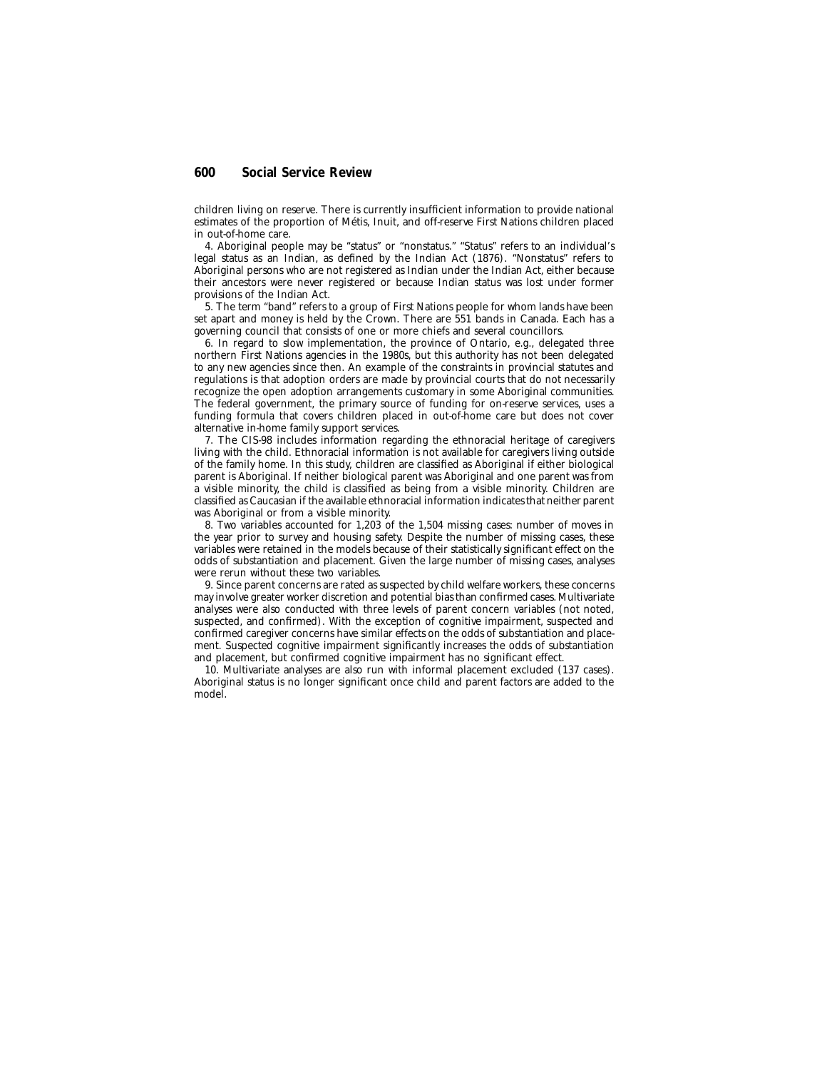children living on reserve. There is currently insufficient information to provide national estimates of the proportion of Métis, Inuit, and off-reserve First Nations children placed in out-of-home care.

4. Aboriginal people may be "status" or "nonstatus." "Status" refers to an individual's legal status as an Indian, as defined by the Indian Act (1876). "Nonstatus" refers to Aboriginal persons who are not registered as Indian under the Indian Act, either because their ancestors were never registered or because Indian status was lost under former provisions of the Indian Act.

5. The term "band" refers to a group of First Nations people for whom lands have been set apart and money is held by the Crown. There are 551 bands in Canada. Each has a governing council that consists of one or more chiefs and several councillors.

6. In regard to slow implementation, the province of Ontario, e.g., delegated three northern First Nations agencies in the 1980s, but this authority has not been delegated to any new agencies since then. An example of the constraints in provincial statutes and regulations is that adoption orders are made by provincial courts that do not necessarily recognize the open adoption arrangements customary in some Aboriginal communities. The federal government, the primary source of funding for on-reserve services, uses a funding formula that covers children placed in out-of-home care but does not cover alternative in-home family support services.

7. The CIS-98 includes information regarding the ethnoracial heritage of caregivers living with the child. Ethnoracial information is not available for caregivers living outside of the family home. In this study, children are classified as Aboriginal if either biological parent is Aboriginal. If neither biological parent was Aboriginal and one parent was from a visible minority, the child is classified as being from a visible minority. Children are classified as Caucasian if the available ethnoracial information indicates that neither parent was Aboriginal or from a visible minority.

8. Two variables accounted for 1,203 of the 1,504 missing cases: number of moves in the year prior to survey and housing safety. Despite the number of missing cases, these variables were retained in the models because of their statistically significant effect on the odds of substantiation and placement. Given the large number of missing cases, analyses were rerun without these two variables.

9. Since parent concerns are rated as suspected by child welfare workers, these concerns may involve greater worker discretion and potential bias than confirmed cases. Multivariate analyses were also conducted with three levels of parent concern variables (not noted, suspected, and confirmed). With the exception of cognitive impairment, suspected and confirmed caregiver concerns have similar effects on the odds of substantiation and placement. Suspected cognitive impairment significantly increases the odds of substantiation and placement, but confirmed cognitive impairment has no significant effect.

10. Multivariate analyses are also run with informal placement excluded (137 cases). Aboriginal status is no longer significant once child and parent factors are added to the model.